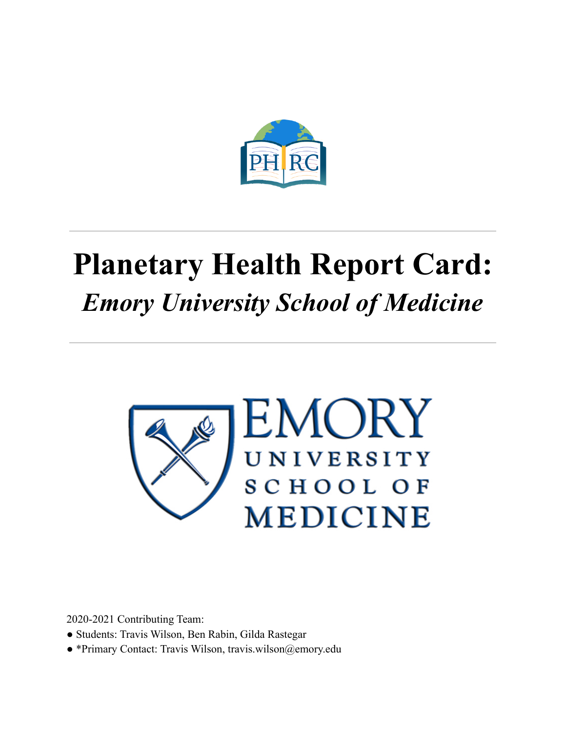# Planetary Health Report Card:

## *Emory University School of Medicine*

2020-2021 Contributing Team:

- Students: Travis Wilson, Ben Rabin, Gilda Rastegar
- *Primary Contact: Travis Wilson, travis.wilson@emory.edu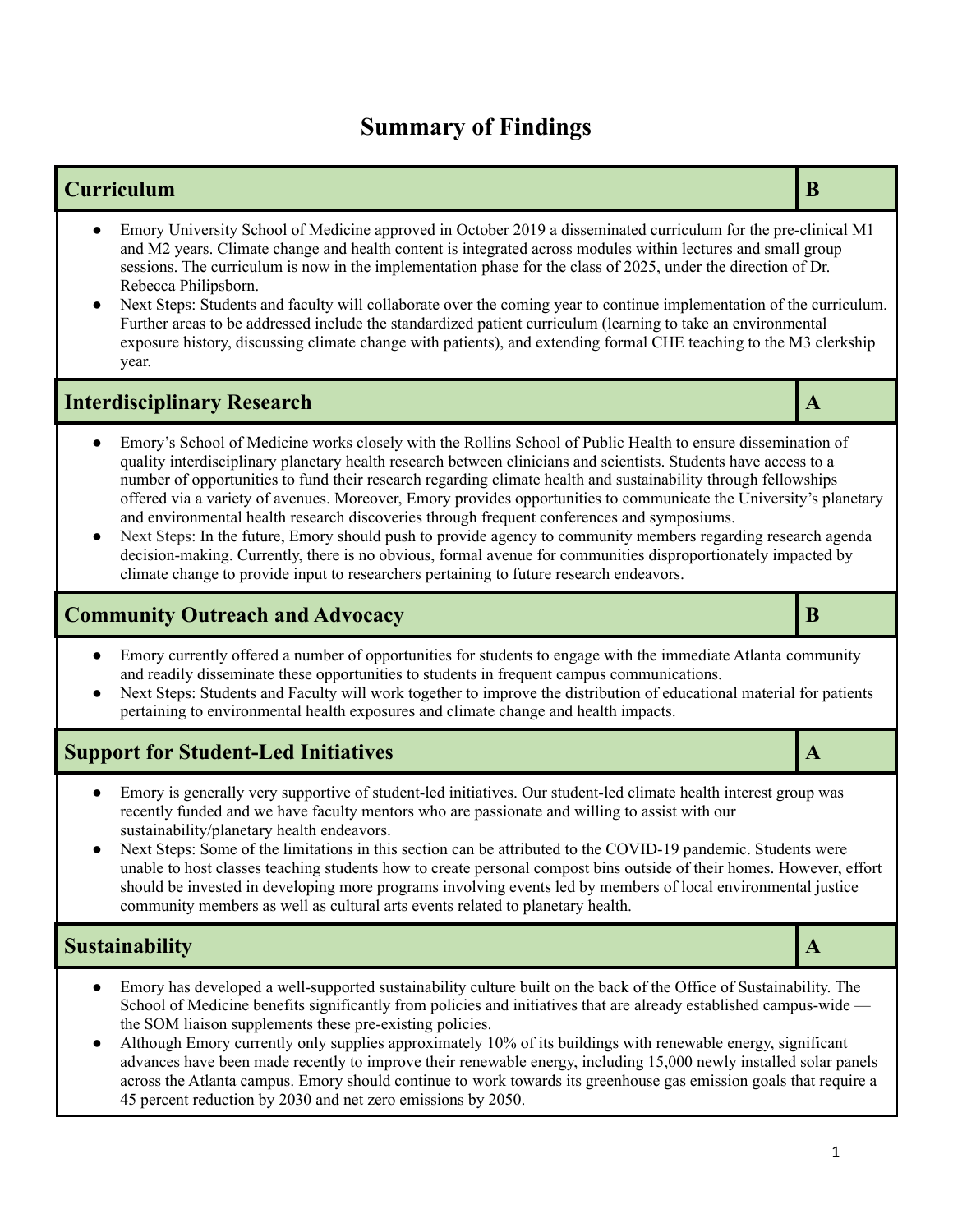# Summary of Findings

| Curriculum | B |
|---|---|

- Emory University School of Medicine approved in October 2019 a disseminated curriculum for the pre-clinical M1 and M2 years. Climate change and health content is integrated across modules within lectures and small group sessions. The curriculum is now in the implementation phase for the class of 2025, under the direction of Dr. Rebecca Philipsborn.
- Next Steps: Students and faculty will collaborate over the coming year to continue implementation of the curriculum. Further areas to be addressed include the standardized patient curriculum (learning to take an environmental exposure history, discussing climate change with patients), and extending formal CHE teaching to the M3 clerkship year.

| Interdisciplinary Research | A |
|---|---|

- Emory's School of Medicine works closely with the Rollins School of Public Health to ensure dissemination of quality interdisciplinary planetary health research between clinicians and scientists. Students have access to a number of opportunities to fund their research regarding climate health and sustainability through fellowships offered via a variety of avenues. Moreover, Emory provides opportunities to communicate the University's planetary and environmental health research discoveries through frequent conferences and symposiums.
- Next Steps: In the future, Emory should push to provide agency to community members regarding research agenda decision-making. Currently, there is no obvious, formal avenue for communities disproportionately impacted by climate change to provide input to researchers pertaining to future research endeavors.

| Community Outreach and Advocacy | B |
|---|---|

- Emory currently offered a number of opportunities for students to engage with the immediate Atlanta community and readily disseminate these opportunities to students in frequent campus communications.
- Next Steps: Students and Faculty will work together to improve the distribution of educational material for patients pertaining to environmental health exposures and climate change and health impacts.

| Support for Student-Led Initiatives | A |
|---|---|

- Emory is generally very supportive of student-led initiatives. Our student-led climate health interest group was recently funded and we have faculty mentors who are passionate and willing to assist with our sustainability/planetary health endeavors.
- Next Steps: Some of the limitations in this section can be attributed to the COVID-19 pandemic. Students were unable to host classes teaching students how to create personal compost bins outside of their homes. However, effort should be invested in developing more programs involving events led by members of local environmental justice community members as well as cultural arts events related to planetary health.

| Sustainability | A |
|---|---|

- Emory has developed a well-supported sustainability culture built on the back of the Office of Sustainability. The School of Medicine benefits significantly from policies and initiatives that are already established campus-wide — the SOM liaison supplements these pre-existing policies.
- Although Emory currently only supplies approximately 10% of its buildings with renewable energy, significant advances have been made recently to improve their renewable energy, including 15,000 newly installed solar panels across the Atlanta campus. Emory should continue to work towards its greenhouse gas emission goals that require a 45 percent reduction by 2030 and net zero emissions by 2050.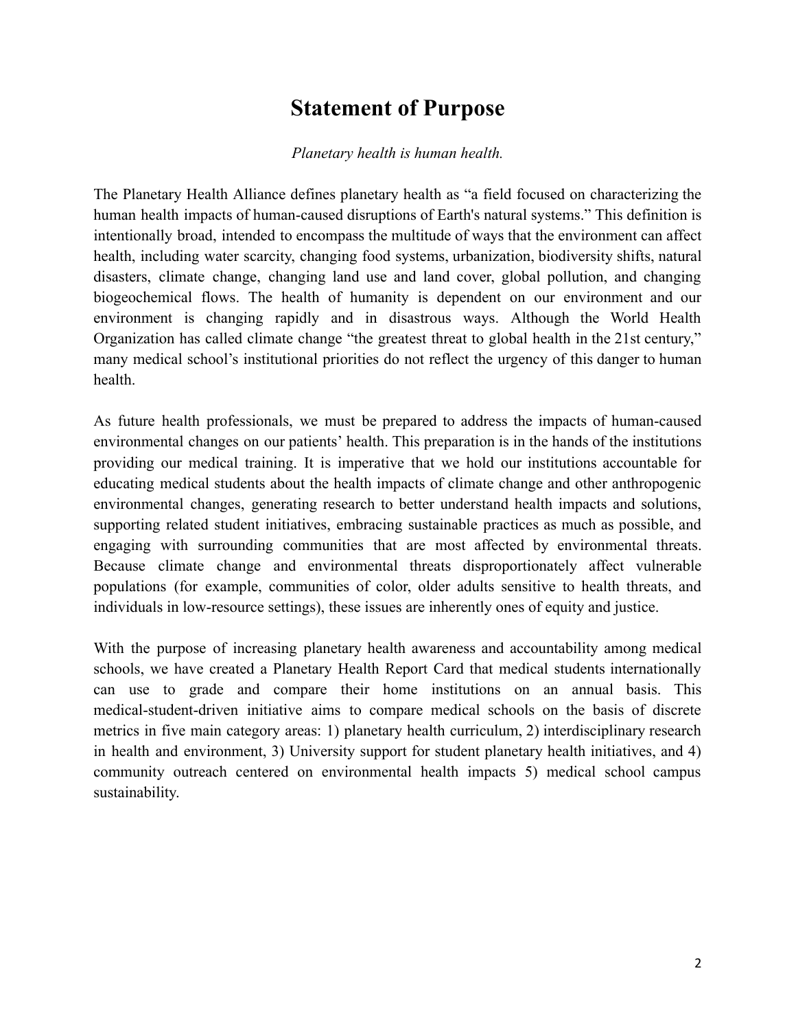# Statement of Purpose

*Planetary health is human health.*

The Planetary Health Alliance defines planetary health as "a field focused on characterizing the human health impacts of human-caused disruptions of Earth's natural systems." This definition is intentionally broad, intended to encompass the multitude of ways that the environment can affect health, including water scarcity, changing food systems, urbanization, biodiversity shifts, natural disasters, climate change, changing land use and land cover, global pollution, and changing biogeochemical flows. The health of humanity is dependent on our environment and our environment is changing rapidly and in disastrous ways. Although the World Health Organization has called climate change "the greatest threat to global health in the 21st century," many medical school's institutional priorities do not reflect the urgency of this danger to human health.

As future health professionals, we must be prepared to address the impacts of human-caused environmental changes on our patients' health. This preparation is in the hands of the institutions providing our medical training. It is imperative that we hold our institutions accountable for educating medical students about the health impacts of climate change and other anthropogenic environmental changes, generating research to better understand health impacts and solutions, supporting related student initiatives, embracing sustainable practices as much as possible, and engaging with surrounding communities that are most affected by environmental threats. Because climate change and environmental threats disproportionately affect vulnerable populations (for example, communities of color, older adults sensitive to health threats, and individuals in low-resource settings), these issues are inherently ones of equity and justice.

With the purpose of increasing planetary health awareness and accountability among medical schools, we have created a Planetary Health Report Card that medical students internationally can use to grade and compare their home institutions on an annual basis. This medical-student-driven initiative aims to compare medical schools on the basis of discrete metrics in five main category areas: 1) planetary health curriculum, 2) interdisciplinary research in health and environment, 3) University support for student planetary health initiatives, and 4) community outreach centered on environmental health impacts 5) medical school campus sustainability.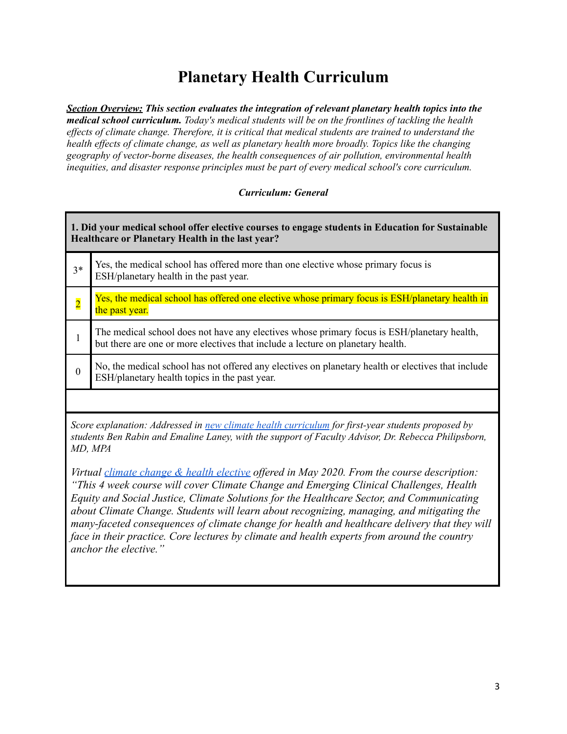# Planetary Health Curriculum

***Section Overview:*** ***This section evaluates the integration of relevant planetary health topics into the medical school curriculum.*** *Today's medical students will be on the frontlines of tackling the health effects of climate change. Therefore, it is critical that medical students are trained to understand the health effects of climate change, as well as planetary health more broadly. Topics like the changing geography of vector-borne diseases, the health consequences of air pollution, environmental health inequities, and disaster response principles must be part of every medical school's core curriculum.*

***Curriculum: General***

| **1. Did your medical school offer elective courses to engage students in Education for Sustainable Healthcare or Planetary Health in the last year?** | |
|---|---|
| 3* | Yes, the medical school has offered more than one elective whose primary focus is ESH/planetary health in the past year. |
| 2 | Yes, the medical school has offered one elective whose primary focus is ESH/planetary health in the past year. |
| 1 | The medical school does not have any electives whose primary focus is ESH/planetary health, but there are one or more electives that include a lecture on planetary health. |
| 0 | No, the medical school has not offered any electives on planetary health or electives that include ESH/planetary health topics in the past year. |

*Score explanation: Addressed in new climate health curriculum for first-year students proposed by students Ben Rabin and Emaline Laney, with the support of Faculty Advisor, Dr. Rebecca Philipsborn, MD, MPA*

*Virtual climate change & health elective offered in May 2020. From the course description: "This 4 week course will cover Climate Change and Emerging Clinical Challenges, Health Equity and Social Justice, Climate Solutions for the Healthcare Sector, and Communicating about Climate Change. Students will learn about recognizing, managing, and mitigating the many-faceted consequences of climate change for health and healthcare delivery that they will face in their practice. Core lectures by climate and health experts from around the country anchor the elective."*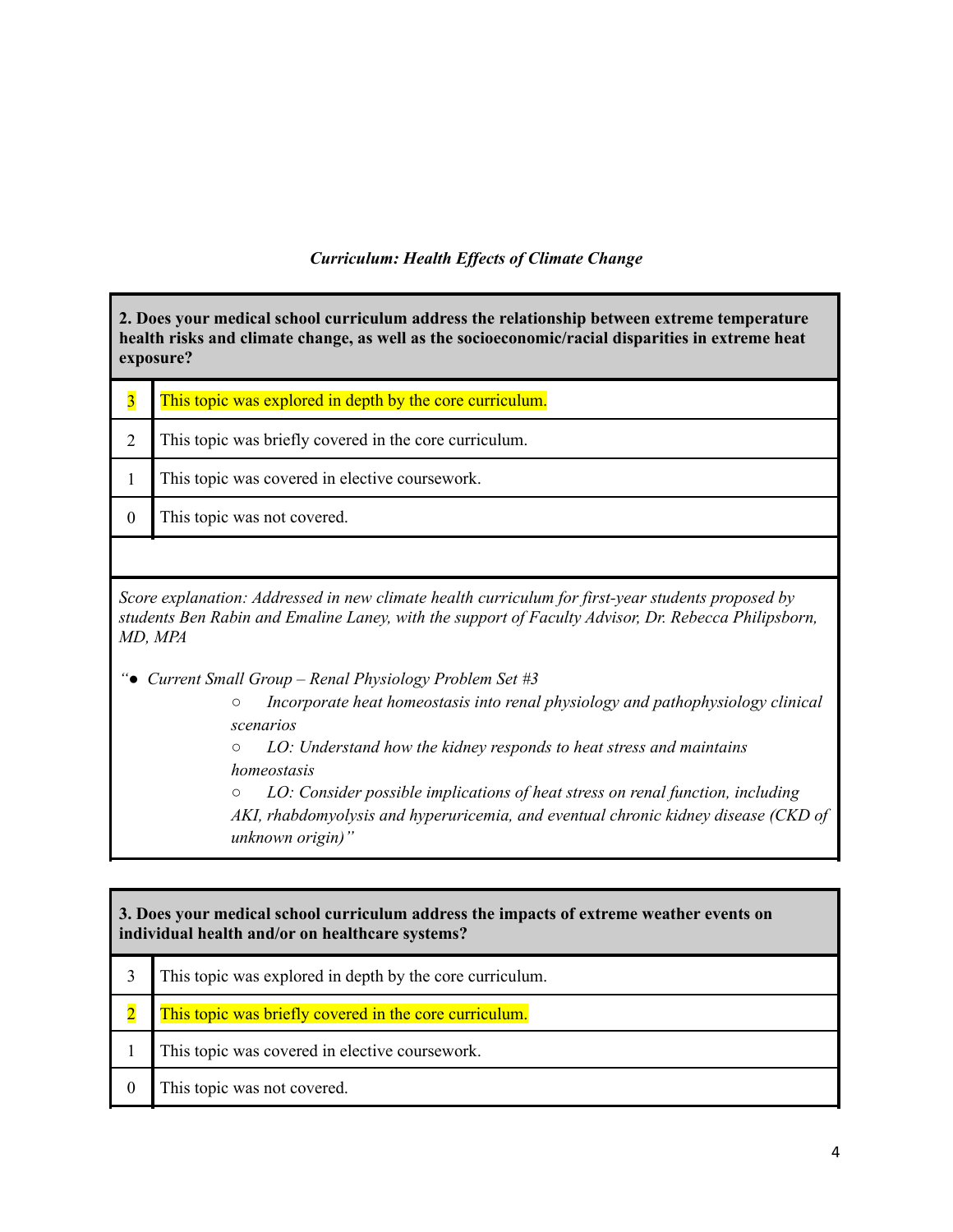*Curriculum: Health Effects of Climate Change*

| **2. Does your medical school curriculum address the relationship between extreme temperature health risks and climate change, as well as the socioeconomic/racial disparities in extreme heat exposure?** | |
|---|---|
| 3 | This topic was explored in depth by the core curriculum. |
| 2 | This topic was briefly covered in the core curriculum. |
| 1 | This topic was covered in elective coursework. |
| 0 | This topic was not covered. |

*Score explanation: Addressed in new climate health curriculum for first-year students proposed by students Ben Rabin and Emaline Laney, with the support of Faculty Advisor, Dr. Rebecca Philipsborn, MD, MPA*

*"● Current Small Group – Renal Physiology Problem Set #3*

- *Incorporate heat homeostasis into renal physiology and pathophysiology clinical scenarios*
- *LO: Understand how the kidney responds to heat stress and maintains homeostasis*
- *LO: Consider possible implications of heat stress on renal function, including AKI, rhabdomyolysis and hyperuricemia, and eventual chronic kidney disease (CKD of unknown origin)"*

| **3. Does your medical school curriculum address the impacts of extreme weather events on individual health and/or on healthcare systems?** | |
|---|---|
| 3 | This topic was explored in depth by the core curriculum. |
| 2 | This topic was briefly covered in the core curriculum. |
| 1 | This topic was covered in elective coursework. |
| 0 | This topic was not covered. |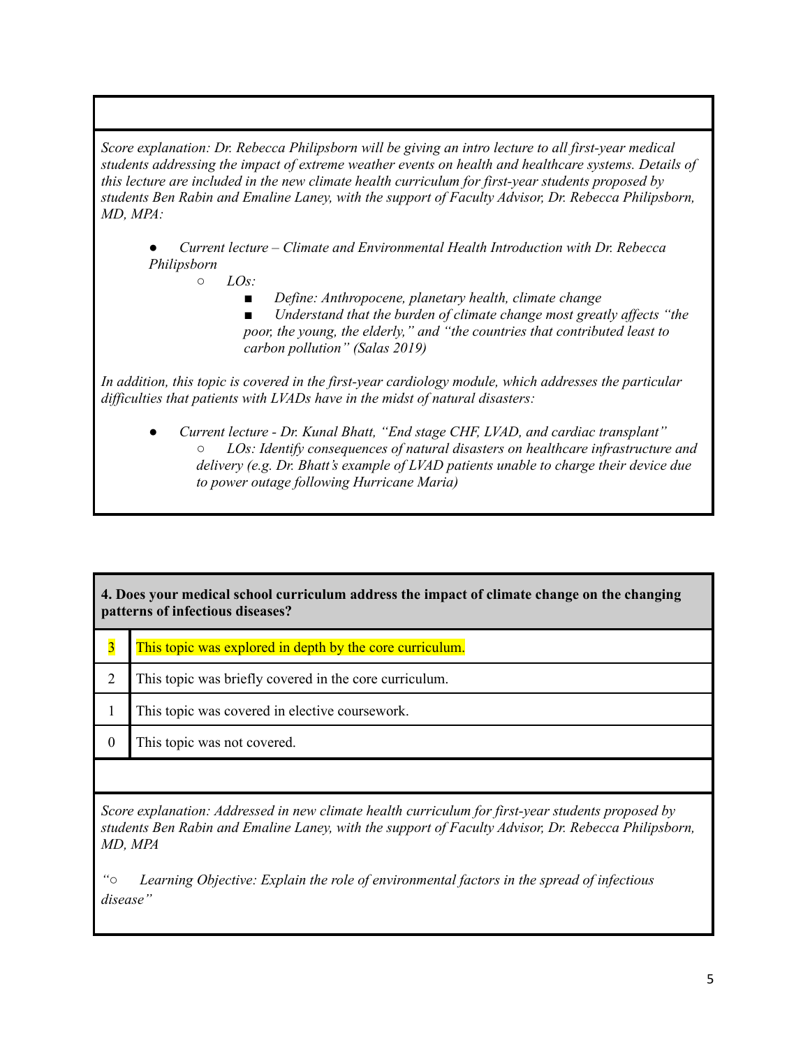*Score explanation: Dr. Rebecca Philipsborn will be giving an intro lecture to all first-year medical students addressing the impact of extreme weather events on health and healthcare systems. Details of this lecture are included in the new climate health curriculum for first-year students proposed by students Ben Rabin and Emaline Laney, with the support of Faculty Advisor, Dr. Rebecca Philipsborn, MD, MPA:*

- *Current lecture – Climate and Environmental Health Introduction with Dr. Rebecca Philipsborn*
  - *LOs:*
    - *Define: Anthropocene, planetary health, climate change*
    - *Understand that the burden of climate change most greatly affects "the poor, the young, the elderly," and "the countries that contributed least to carbon pollution" (Salas 2019)*

*In addition, this topic is covered in the first-year cardiology module, which addresses the particular difficulties that patients with LVADs have in the midst of natural disasters:*

- *Current lecture - Dr. Kunal Bhatt, "End stage CHF, LVAD, and cardiac transplant"*
  - *LOs: Identify consequences of natural disasters on healthcare infrastructure and delivery (e.g. Dr. Bhatt's example of LVAD patients unable to charge their device due to power outage following Hurricane Maria)*

**4. Does your medical school curriculum address the impact of climate change on the changing patterns of infectious diseases?**

| Score | Description |
|---|---|
| 3 | This topic was explored in depth by the core curriculum. |
| 2 | This topic was briefly covered in the core curriculum. |
| 1 | This topic was covered in elective coursework. |
| 0 | This topic was not covered. |

*Score explanation: Addressed in new climate health curriculum for first-year students proposed by students Ben Rabin and Emaline Laney, with the support of Faculty Advisor, Dr. Rebecca Philipsborn, MD, MPA*

*"○ Learning Objective: Explain the role of environmental factors in the spread of infectious disease"*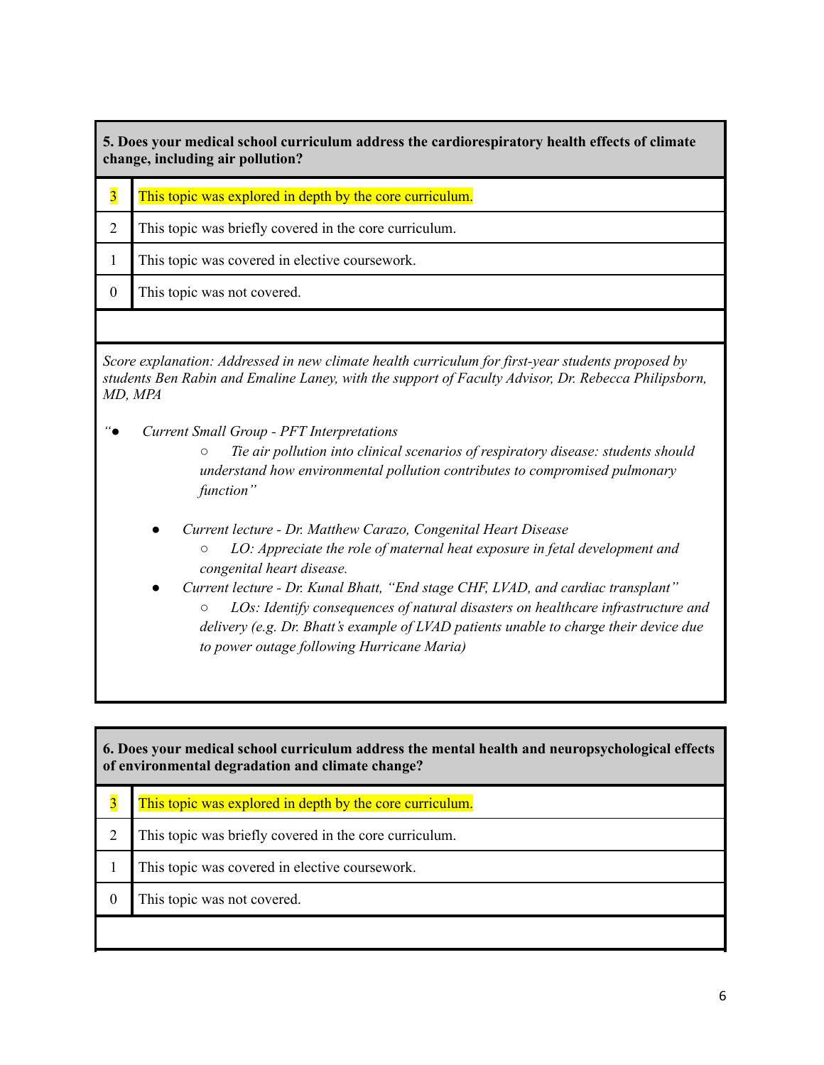| **5. Does your medical school curriculum address the cardiorespiratory health effects of climate change, including air pollution?** | |
|---|---|
| 3 | This topic was explored in depth by the core curriculum. |
| 2 | This topic was briefly covered in the core curriculum. |
| 1 | This topic was covered in elective coursework. |
| 0 | This topic was not covered. |

*Score explanation: Addressed in new climate health curriculum for first-year students proposed by students Ben Rabin and Emaline Laney, with the support of Faculty Advisor, Dr. Rebecca Philipsborn, MD, MPA*

*"*
- *Current Small Group - PFT Interpretations*
  - *Tie air pollution into clinical scenarios of respiratory disease: students should understand how environmental pollution contributes to compromised pulmonary function"*

- *Current lecture - Dr. Matthew Carazo, Congenital Heart Disease*
  - *LO: Appreciate the role of maternal heat exposure in fetal development and congenital heart disease.*
- *Current lecture - Dr. Kunal Bhatt, "End stage CHF, LVAD, and cardiac transplant"*
  - *LOs: Identify consequences of natural disasters on healthcare infrastructure and delivery (e.g. Dr. Bhatt's example of LVAD patients unable to charge their device due to power outage following Hurricane Maria)*

| **6. Does your medical school curriculum address the mental health and neuropsychological effects of environmental degradation and climate change?** | |
|---|---|
| 3 | This topic was explored in depth by the core curriculum. |
| 2 | This topic was briefly covered in the core curriculum. |
| 1 | This topic was covered in elective coursework. |
| 0 | This topic was not covered. |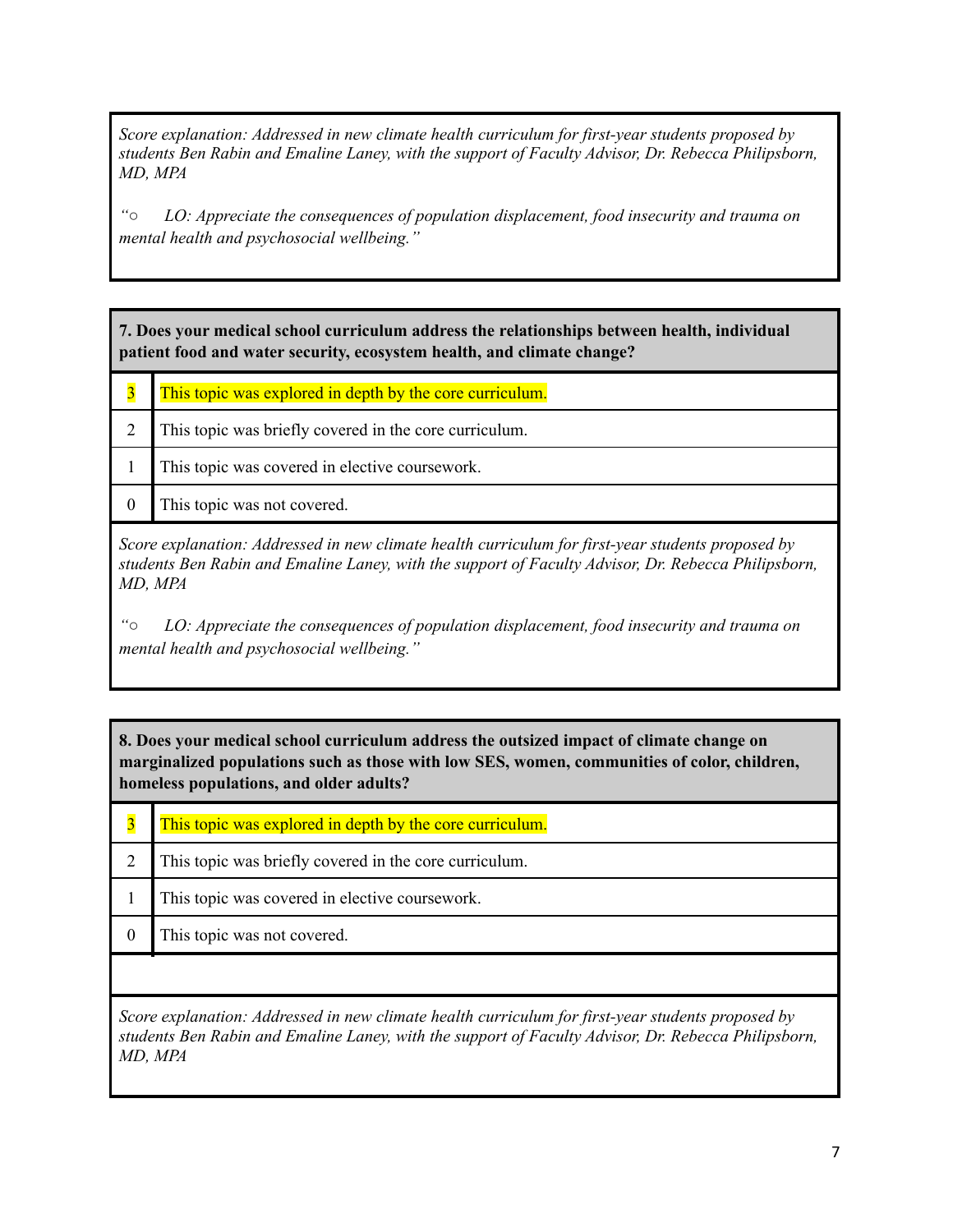*Score explanation: Addressed in new climate health curriculum for first-year students proposed by students Ben Rabin and Emaline Laney, with the support of Faculty Advisor, Dr. Rebecca Philipsborn, MD, MPA*

*"○ LO: Appreciate the consequences of population displacement, food insecurity and trauma on mental health and psychosocial wellbeing."*

**7. Does your medical school curriculum address the relationships between health, individual patient food and water security, ecosystem health, and climate change?**

| Score | Description |
|---|---|
| 3 | This topic was explored in depth by the core curriculum. |
| 2 | This topic was briefly covered in the core curriculum. |
| 1 | This topic was covered in elective coursework. |
| 0 | This topic was not covered. |

*Score explanation: Addressed in new climate health curriculum for first-year students proposed by students Ben Rabin and Emaline Laney, with the support of Faculty Advisor, Dr. Rebecca Philipsborn, MD, MPA*

*"○ LO: Appreciate the consequences of population displacement, food insecurity and trauma on mental health and psychosocial wellbeing."*

**8. Does your medical school curriculum address the outsized impact of climate change on marginalized populations such as those with low SES, women, communities of color, children, homeless populations, and older adults?**

| Score | Description |
|---|---|
| 3 | This topic was explored in depth by the core curriculum. |
| 2 | This topic was briefly covered in the core curriculum. |
| 1 | This topic was covered in elective coursework. |
| 0 | This topic was not covered. |

*Score explanation: Addressed in new climate health curriculum for first-year students proposed by students Ben Rabin and Emaline Laney, with the support of Faculty Advisor, Dr. Rebecca Philipsborn, MD, MPA*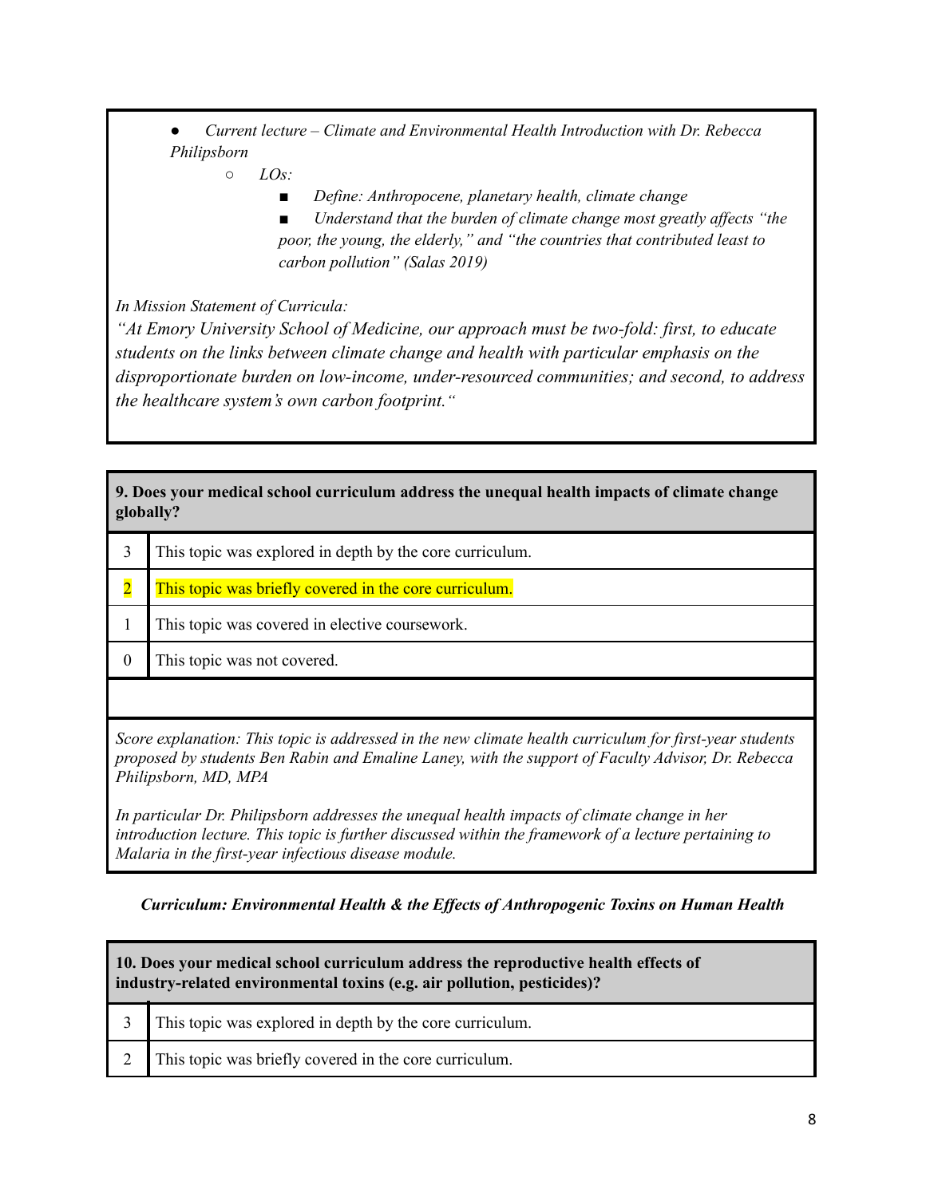- *Current lecture – Climate and Environmental Health Introduction with Dr. Rebecca Philipsborn*
    - *LOs:*
        - *Define: Anthropocene, planetary health, climate change*
        - *Understand that the burden of climate change most greatly affects "the poor, the young, the elderly," and "the countries that contributed least to carbon pollution" (Salas 2019)*

*In Mission Statement of Curricula:*
*"At Emory University School of Medicine, our approach must be two-fold: first, to educate students on the links between climate change and health with particular emphasis on the disproportionate burden on low-income, under-resourced communities; and second, to address the healthcare system's own carbon footprint."*

| **9. Does your medical school curriculum address the unequal health impacts of climate change globally?** | |
|---|---|
| 3 | This topic was explored in depth by the core curriculum. |
| **2** | **This topic was briefly covered in the core curriculum.** |
| 1 | This topic was covered in elective coursework. |
| 0 | This topic was not covered. |

*Score explanation: This topic is addressed in the new climate health curriculum for first-year students proposed by students Ben Rabin and Emaline Laney, with the support of Faculty Advisor, Dr. Rebecca Philipsborn, MD, MPA*

*In particular Dr. Philipsborn addresses the unequal health impacts of climate change in her introduction lecture. This topic is further discussed within the framework of a lecture pertaining to Malaria in the first-year infectious disease module.*

***Curriculum: Environmental Health & the Effects of Anthropogenic Toxins on Human Health***

| **10. Does your medical school curriculum address the reproductive health effects of industry-related environmental toxins (e.g. air pollution, pesticides)?** | |
|---|---|
| 3 | This topic was explored in depth by the core curriculum. |
| 2 | This topic was briefly covered in the core curriculum. |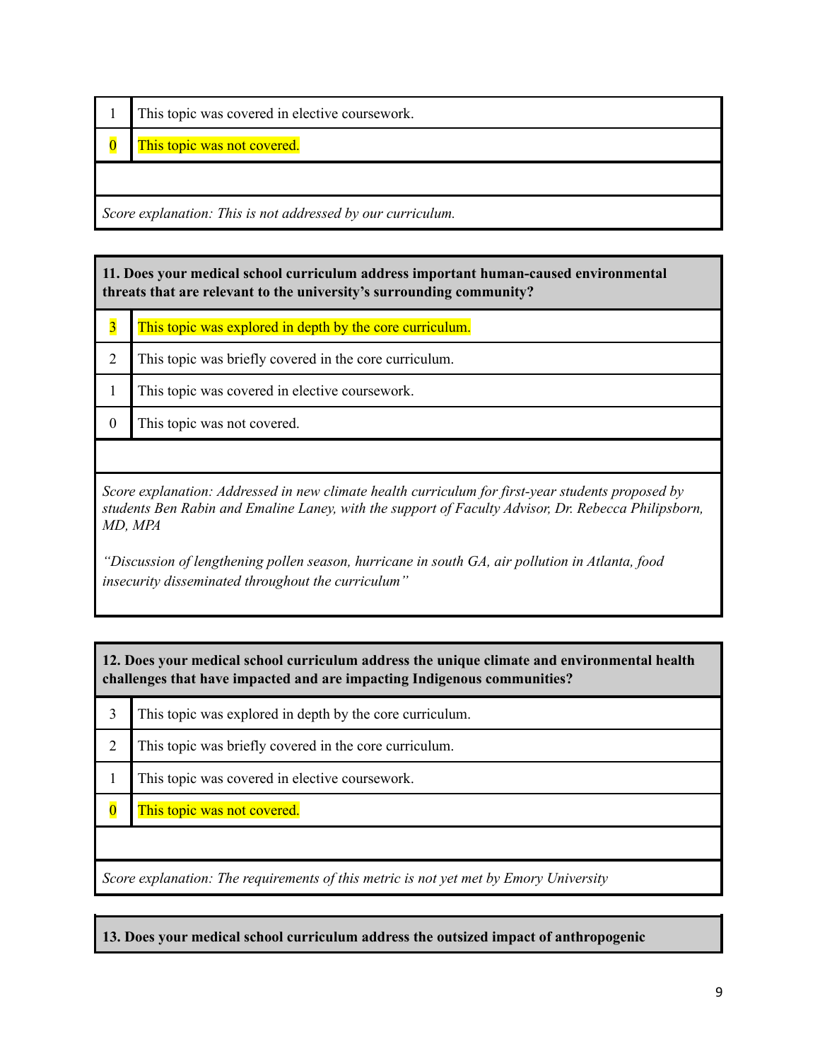| | |
|---|---|
| 1 | This topic was covered in elective coursework. |
| **0** | **This topic was not covered.** |
| | |
| *Score explanation: This is not addressed by our curriculum.* | |

| **11. Does your medical school curriculum address important human-caused environmental threats that are relevant to the university's surrounding community?** | |
|---|---|
| **3** | **This topic was explored in depth by the core curriculum.** |
| 2 | This topic was briefly covered in the core curriculum. |
| 1 | This topic was covered in elective coursework. |
| 0 | This topic was not covered. |
| | |
| *Score explanation: Addressed in new climate health curriculum for first-year students proposed by students Ben Rabin and Emaline Laney, with the support of Faculty Advisor, Dr. Rebecca Philipsborn, MD, MPA* <br><br> *"Discussion of lengthening pollen season, hurricane in south GA, air pollution in Atlanta, food insecurity disseminated throughout the curriculum"* | |

| **12. Does your medical school curriculum address the unique climate and environmental health challenges that have impacted and are impacting Indigenous communities?** | |
|---|---|
| 3 | This topic was explored in depth by the core curriculum. |
| 2 | This topic was briefly covered in the core curriculum. |
| 1 | This topic was covered in elective coursework. |
| **0** | **This topic was not covered.** |
| | |
| *Score explanation: The requirements of this metric is not yet met by Emory University* | |

**13. Does your medical school curriculum address the outsized impact of anthropogenic**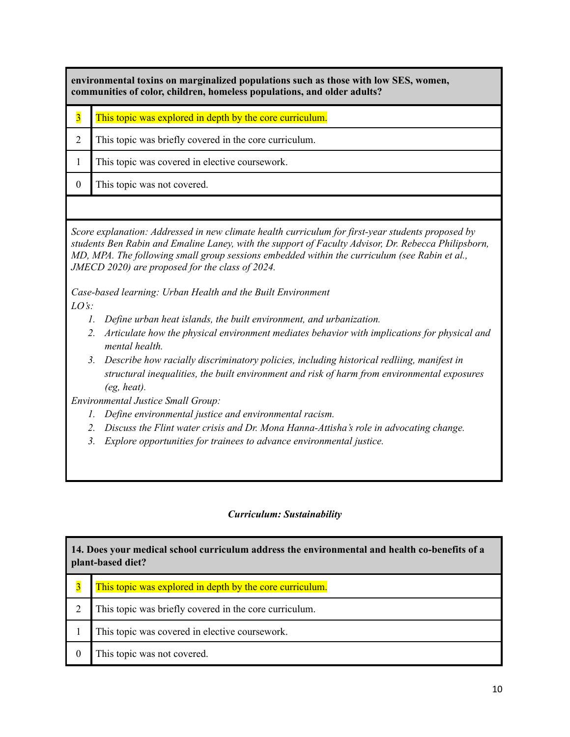| **environmental toxins on marginalized populations such as those with low SES, women, communities of color, children, homeless populations, and older adults?** | |
|---|---|
| 3 | This topic was explored in depth by the core curriculum. |
| 2 | This topic was briefly covered in the core curriculum. |
| 1 | This topic was covered in elective coursework. |
| 0 | This topic was not covered. |

*Score explanation: Addressed in new climate health curriculum for first-year students proposed by students Ben Rabin and Emaline Laney, with the support of Faculty Advisor, Dr. Rebecca Philipsborn, MD, MPA. The following small group sessions embedded within the curriculum (see Rabin et al., JMECD 2020) are proposed for the class of 2024.*

*Case-based learning: Urban Health and the Built Environment*

*LO's:*

1. *Define urban heat islands, the built environment, and urbanization.*
2. *Articulate how the physical environment mediates behavior with implications for physical and mental health.*
3. *Describe how racially discriminatory policies, including historical redliing, manifest in structural inequalities, the built environment and risk of harm from environmental exposures (eg, heat).*

*Environmental Justice Small Group:*

1. *Define environmental justice and environmental racism.*
2. *Discuss the Flint water crisis and Dr. Mona Hanna-Attisha's role in advocating change.*
3. *Explore opportunities for trainees to advance environmental justice.*

### *Curriculum: Sustainability*

| **14. Does your medical school curriculum address the environmental and health co-benefits of a plant-based diet?** | |
|---|---|
| 3 | This topic was explored in depth by the core curriculum. |
| 2 | This topic was briefly covered in the core curriculum. |
| 1 | This topic was covered in elective coursework. |
| 0 | This topic was not covered. |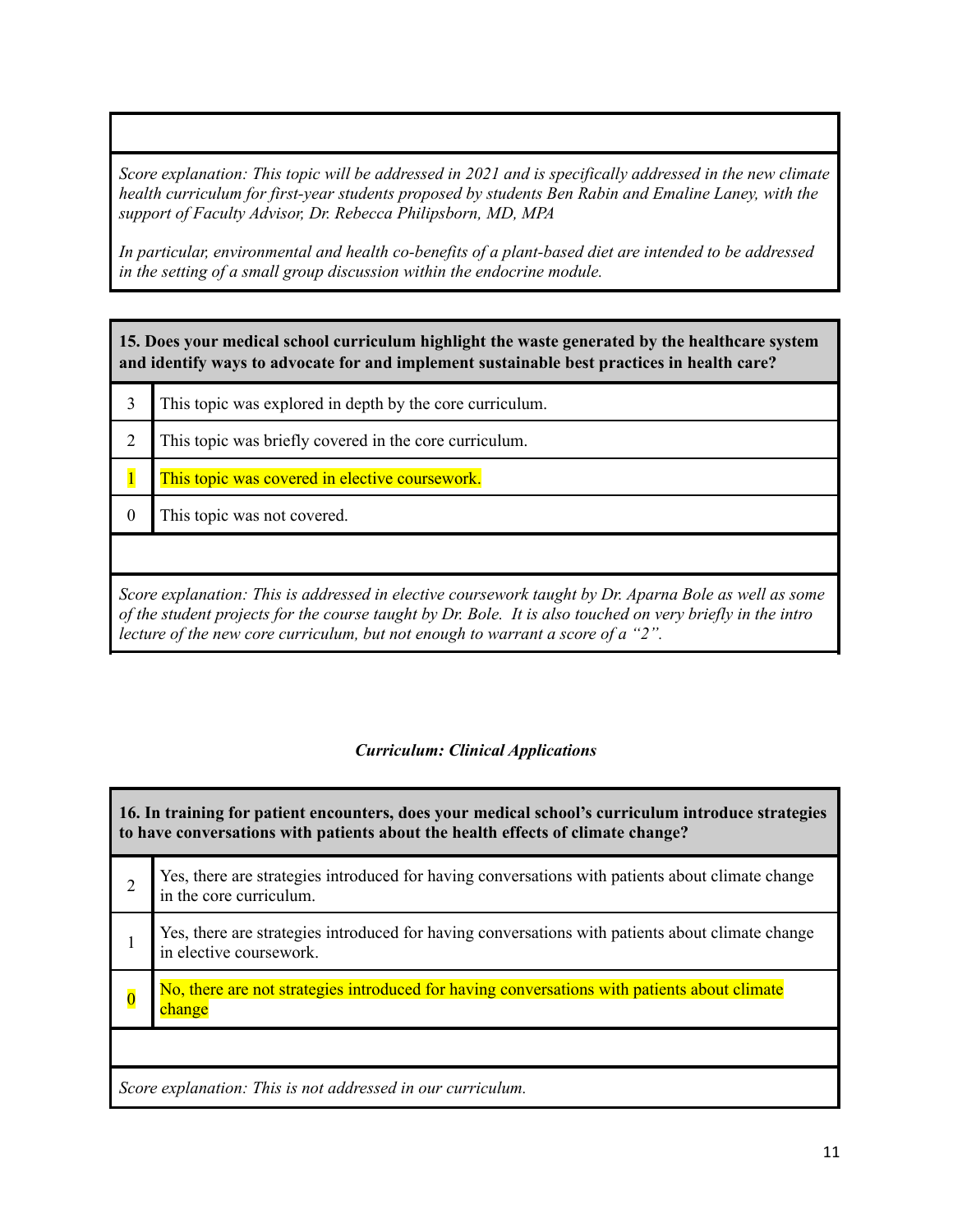*Score explanation: This topic will be addressed in 2021 and is specifically addressed in the new climate health curriculum for first-year students proposed by students Ben Rabin and Emaline Laney, with the support of Faculty Advisor, Dr. Rebecca Philipsborn, MD, MPA*

*In particular, environmental and health co-benefits of a plant-based diet are intended to be addressed in the setting of a small group discussion within the endocrine module.*

| **15. Does your medical school curriculum highlight the waste generated by the healthcare system and identify ways to advocate for and implement sustainable best practices in health care?** | |
|---|---|
| 3 | This topic was explored in depth by the core curriculum. |
| 2 | This topic was briefly covered in the core curriculum. |
| 1 | This topic was covered in elective coursework. |
| 0 | This topic was not covered. |

*Score explanation: This is addressed in elective coursework taught by Dr. Aparna Bole as well as some of the student projects for the course taught by Dr. Bole. It is also touched on very briefly in the intro lecture of the new core curriculum, but not enough to warrant a score of a "2".*

### *Curriculum: Clinical Applications*

| **16. In training for patient encounters, does your medical school's curriculum introduce strategies to have conversations with patients about the health effects of climate change?** | |
|---|---|
| 2 | Yes, there are strategies introduced for having conversations with patients about climate change in the core curriculum. |
| 1 | Yes, there are strategies introduced for having conversations with patients about climate change in elective coursework. |
| 0 | No, there are not strategies introduced for having conversations with patients about climate change |

*Score explanation: This is not addressed in our curriculum.*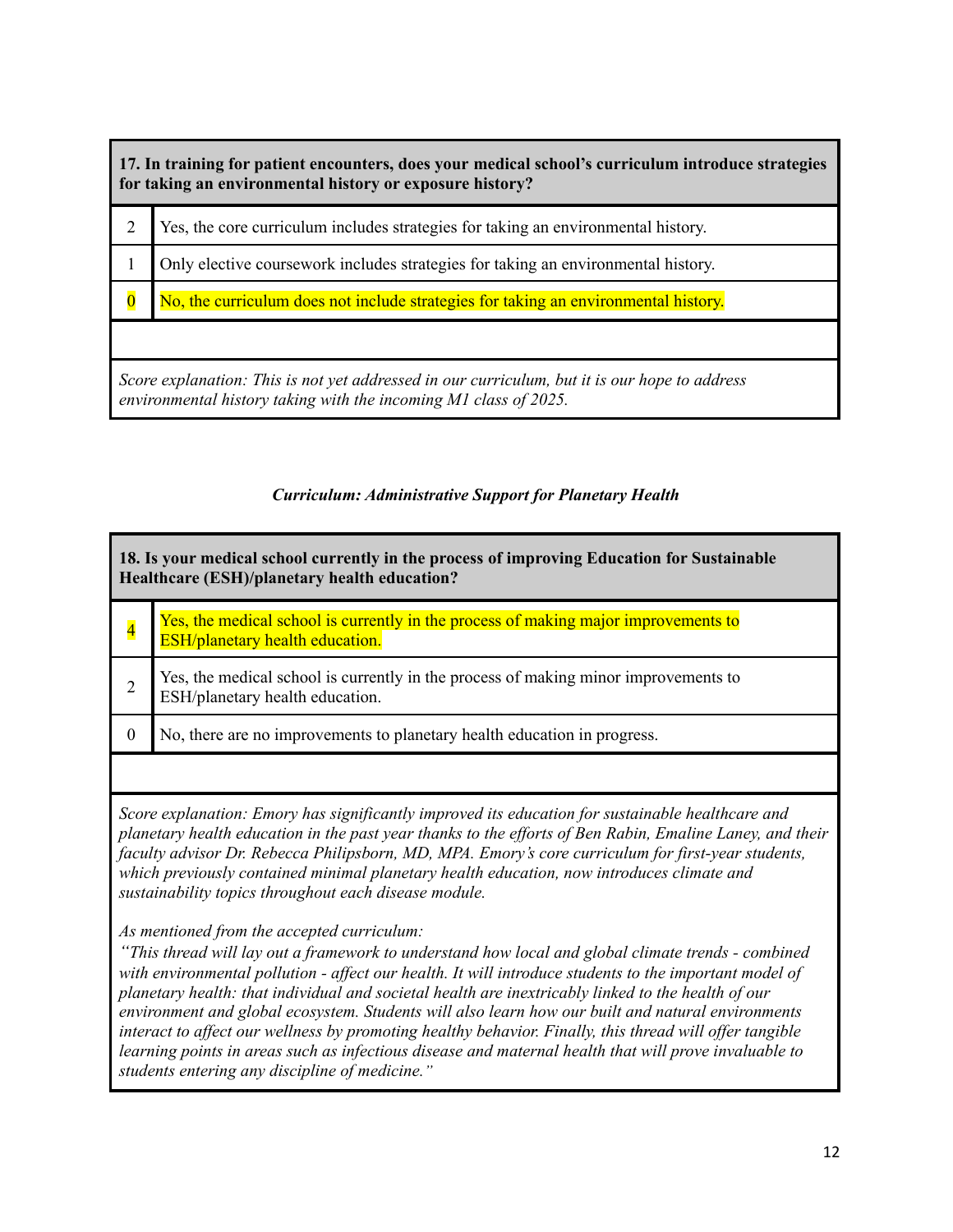| **17. In training for patient encounters, does your medical school's curriculum introduce strategies for taking an environmental history or exposure history?** | |
|---|---|
| 2 | Yes, the core curriculum includes strategies for taking an environmental history. |
| 1 | Only elective coursework includes strategies for taking an environmental history. |
| 0 | No, the curriculum does not include strategies for taking an environmental history. |

*Score explanation: This is not yet addressed in our curriculum, but it is our hope to address environmental history taking with the incoming M1 class of 2025.*

### *Curriculum: Administrative Support for Planetary Health*

| **18. Is your medical school currently in the process of improving Education for Sustainable Healthcare (ESH)/planetary health education?** | |
|---|---|
| 4 | Yes, the medical school is currently in the process of making major improvements to ESH/planetary health education. |
| 2 | Yes, the medical school is currently in the process of making minor improvements to ESH/planetary health education. |
| 0 | No, there are no improvements to planetary health education in progress. |

*Score explanation: Emory has significantly improved its education for sustainable healthcare and planetary health education in the past year thanks to the efforts of Ben Rabin, Emaline Laney, and their faculty advisor Dr. Rebecca Philipsborn, MD, MPA. Emory's core curriculum for first-year students, which previously contained minimal planetary health education, now introduces climate and sustainability topics throughout each disease module.*

*As mentioned from the accepted curriculum:*
*"This thread will lay out a framework to understand how local and global climate trends - combined with environmental pollution - affect our health. It will introduce students to the important model of planetary health: that individual and societal health are inextricably linked to the health of our environment and global ecosystem. Students will also learn how our built and natural environments interact to affect our wellness by promoting healthy behavior. Finally, this thread will offer tangible learning points in areas such as infectious disease and maternal health that will prove invaluable to students entering any discipline of medicine."*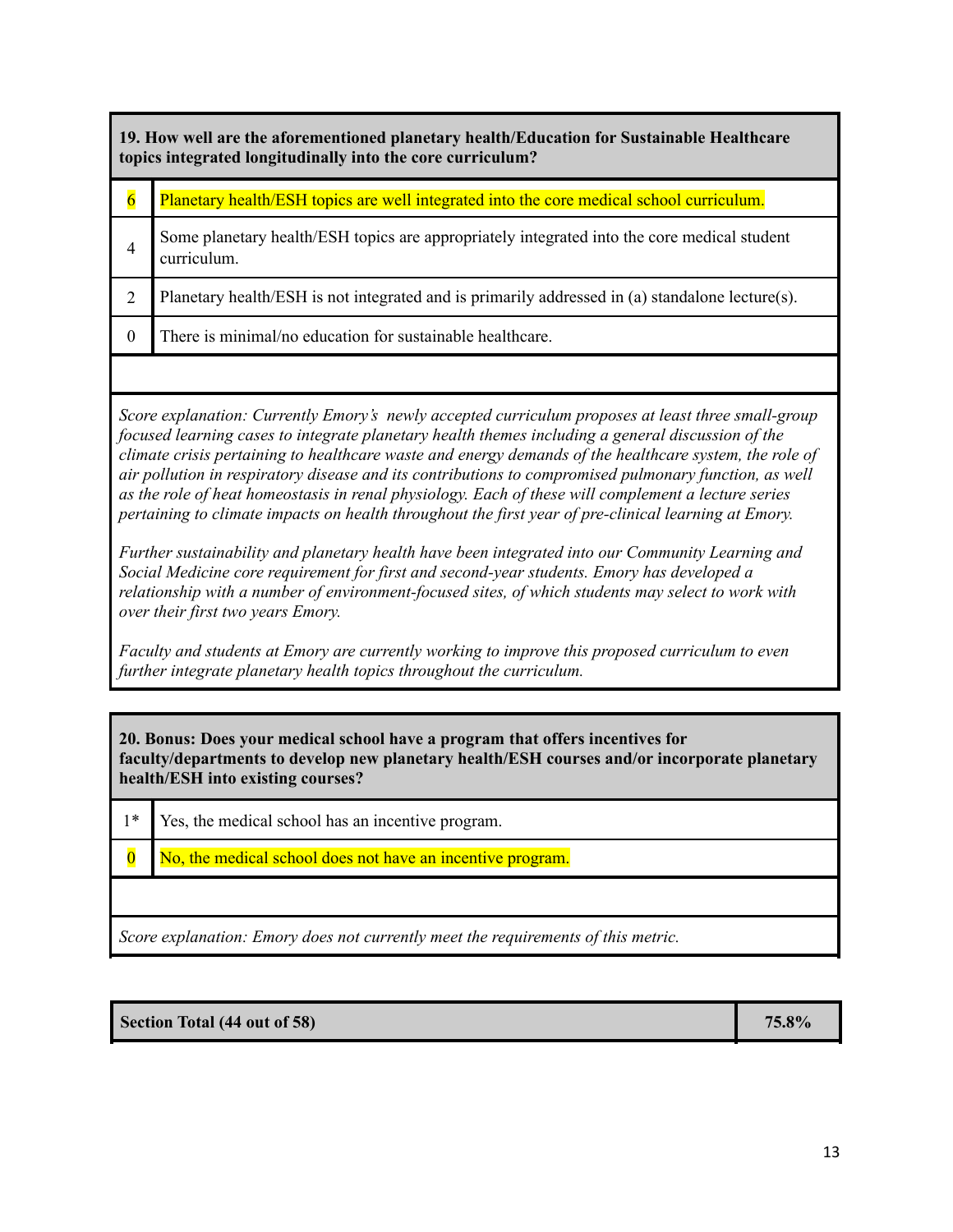| **19. How well are the aforementioned planetary health/Education for Sustainable Healthcare topics integrated longitudinally into the core curriculum?** | |
|---|---|
| 6 | Planetary health/ESH topics are well integrated into the core medical school curriculum. |
| 4 | Some planetary health/ESH topics are appropriately integrated into the core medical student curriculum. |
| 2 | Planetary health/ESH is not integrated and is primarily addressed in (a) standalone lecture(s). |
| 0 | There is minimal/no education for sustainable healthcare. |

*Score explanation: Currently Emory's newly accepted curriculum proposes at least three small-group focused learning cases to integrate planetary health themes including a general discussion of the climate crisis pertaining to healthcare waste and energy demands of the healthcare system, the role of air pollution in respiratory disease and its contributions to compromised pulmonary function, as well as the role of heat homeostasis in renal physiology. Each of these will complement a lecture series pertaining to climate impacts on health throughout the first year of pre-clinical learning at Emory.*

*Further sustainability and planetary health have been integrated into our Community Learning and Social Medicine core requirement for first and second-year students. Emory has developed a relationship with a number of environment-focused sites, of which students may select to work with over their first two years Emory.*

*Faculty and students at Emory are currently working to improve this proposed curriculum to even further integrate planetary health topics throughout the curriculum.*

| **20. Bonus: Does your medical school have a program that offers incentives for faculty/departments to develop new planetary health/ESH courses and/or incorporate planetary health/ESH into existing courses?** | |
|---|---|
| 1* | Yes, the medical school has an incentive program. |
| 0 | No, the medical school does not have an incentive program. |

*Score explanation: Emory does not currently meet the requirements of this metric.*

| **Section Total (44 out of 58)** | **75.8%** |
|---|---|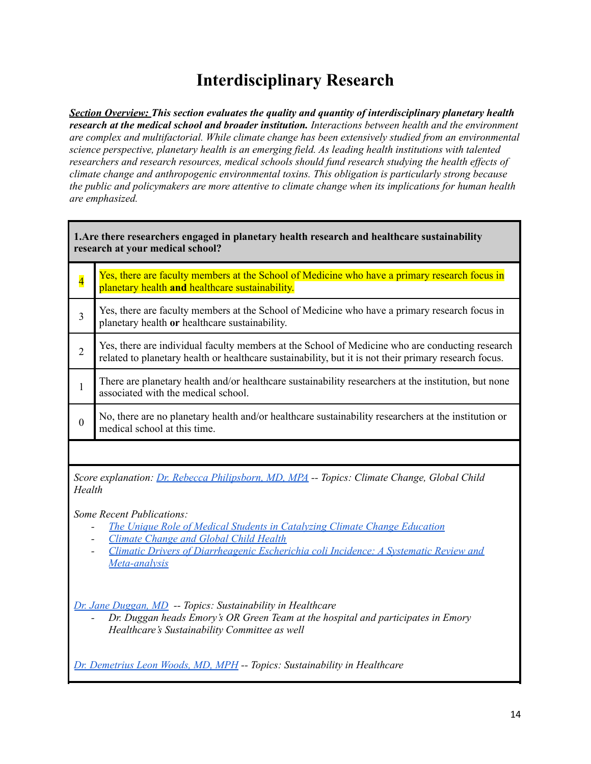# Interdisciplinary Research

***Section Overview:*** ***This section evaluates the quality and quantity of interdisciplinary planetary health research at the medical school and broader institution.*** *Interactions between health and the environment are complex and multifactorial. While climate change has been extensively studied from an environmental science perspective, planetary health is an emerging field. As leading health institutions with talented researchers and research resources, medical schools should fund research studying the health effects of climate change and anthropogenic environmental toxins. This obligation is particularly strong because the public and policymakers are more attentive to climate change when its implications for human health are emphasized.*

| **1. Are there researchers engaged in planetary health research and healthcare sustainability research at your medical school?** | |
|---|---|
| 4 | Yes, there are faculty members at the School of Medicine who have a primary research focus in planetary health **and** healthcare sustainability. |
| 3 | Yes, there are faculty members at the School of Medicine who have a primary research focus in planetary health **or** healthcare sustainability. |
| 2 | Yes, there are individual faculty members at the School of Medicine who are conducting research related to planetary health or healthcare sustainability, but it is not their primary research focus. |
| 1 | There are planetary health and/or healthcare sustainability researchers at the institution, but none associated with the medical school. |
| 0 | No, there are no planetary health and/or healthcare sustainability researchers at the institution or medical school at this time. |

*Score explanation: Dr. Rebecca Philipsborn, MD, MPA -- Topics: Climate Change, Global Child Health*

*Some Recent Publications:*

- *The Unique Role of Medical Students in Catalyzing Climate Change Education*
- *Climate Change and Global Child Health*
- *Climatic Drivers of Diarrheagenic Escherichia coli Incidence: A Systematic Review and Meta-analysis*

*Dr. Jane Duggan, MD -- Topics: Sustainability in Healthcare*

- *Dr. Duggan heads Emory's OR Green Team at the hospital and participates in Emory Healthcare's Sustainability Committee as well*

*Dr. Demetrius Leon Woods, MD, MPH -- Topics: Sustainability in Healthcare*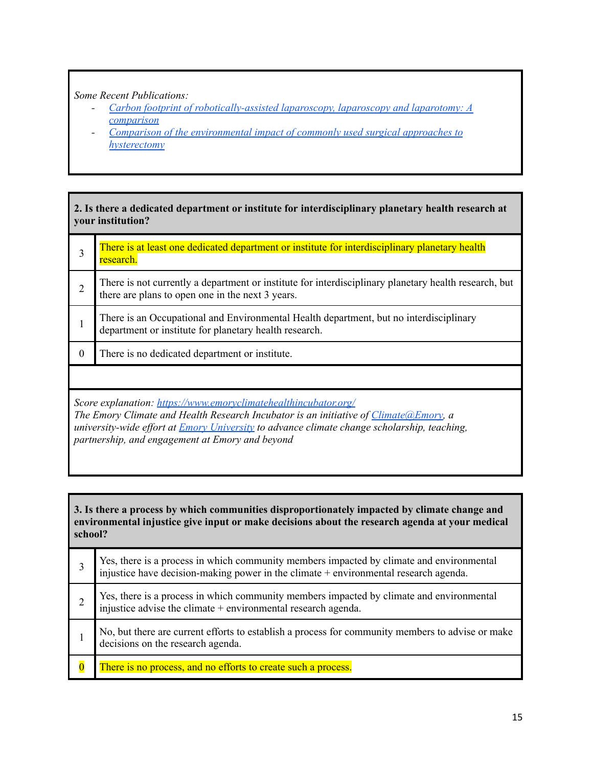*Some Recent Publications:*

- *[Carbon footprint of robotically-assisted laparoscopy, laparoscopy and laparotomy: A comparison](#)*
- *[Comparison of the environmental impact of commonly used surgical approaches to hysterectomy](#)*

| **2. Is there a dedicated department or institute for interdisciplinary planetary health research at your institution?** | |
|---|---|
| 3 | There is at least one dedicated department or institute for interdisciplinary planetary health research. |
| 2 | There is not currently a department or institute for interdisciplinary planetary health research, but there are plans to open one in the next 3 years. |
| 1 | There is an Occupational and Environmental Health department, but no interdisciplinary department or institute for planetary health research. |
| 0 | There is no dedicated department or institute. |

*Score explanation: https://www.emoryclimatehealthincubator.org/*
*The Emory Climate and Health Research Incubator is an initiative of Climate@Emory, a university-wide effort at Emory University to advance climate change scholarship, teaching, partnership, and engagement at Emory and beyond*

| **3. Is there a process by which communities disproportionately impacted by climate change and environmental injustice give input or make decisions about the research agenda at your medical school?** | |
|---|---|
| 3 | Yes, there is a process in which community members impacted by climate and environmental injustice have decision-making power in the climate + environmental research agenda. |
| 2 | Yes, there is a process in which community members impacted by climate and environmental injustice advise the climate + environmental research agenda. |
| 1 | No, but there are current efforts to establish a process for community members to advise or make decisions on the research agenda. |
| 0 | There is no process, and no efforts to create such a process. |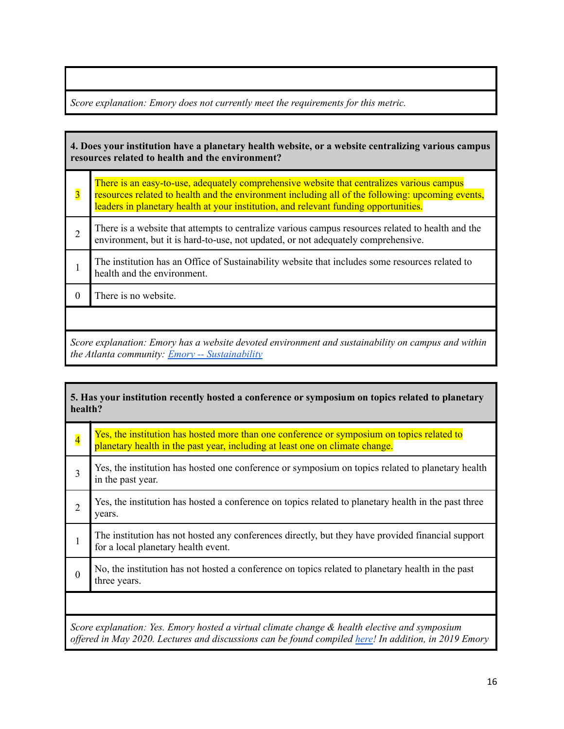*Score explanation: Emory does not currently meet the requirements for this metric.*

| **4. Does your institution have a planetary health website, or a website centralizing various campus resources related to health and the environment?** | |
|---|---|
| 3 | There is an easy-to-use, adequately comprehensive website that centralizes various campus resources related to health and the environment including all of the following: upcoming events, leaders in planetary health at your institution, and relevant funding opportunities. |
| 2 | There is a website that attempts to centralize various campus resources related to health and the environment, but it is hard-to-use, not updated, or not adequately comprehensive. |
| 1 | The institution has an Office of Sustainability website that includes some resources related to health and the environment. |
| 0 | There is no website. |

*Score explanation: Emory has a website devoted environment and sustainability on campus and within the Atlanta community: Emory -- Sustainability*

| **5. Has your institution recently hosted a conference or symposium on topics related to planetary health?** | |
|---|---|
| 4 | Yes, the institution has hosted more than one conference or symposium on topics related to planetary health in the past year, including at least one on climate change. |
| 3 | Yes, the institution has hosted one conference or symposium on topics related to planetary health in the past year. |
| 2 | Yes, the institution has hosted a conference on topics related to planetary health in the past three years. |
| 1 | The institution has not hosted any conferences directly, but they have provided financial support for a local planetary health event. |
| 0 | No, the institution has not hosted a conference on topics related to planetary health in the past three years. |

*Score explanation: Yes. Emory hosted a virtual climate change & health elective and symposium offered in May 2020. Lectures and discussions can be found compiled here! In addition, in 2019 Emory*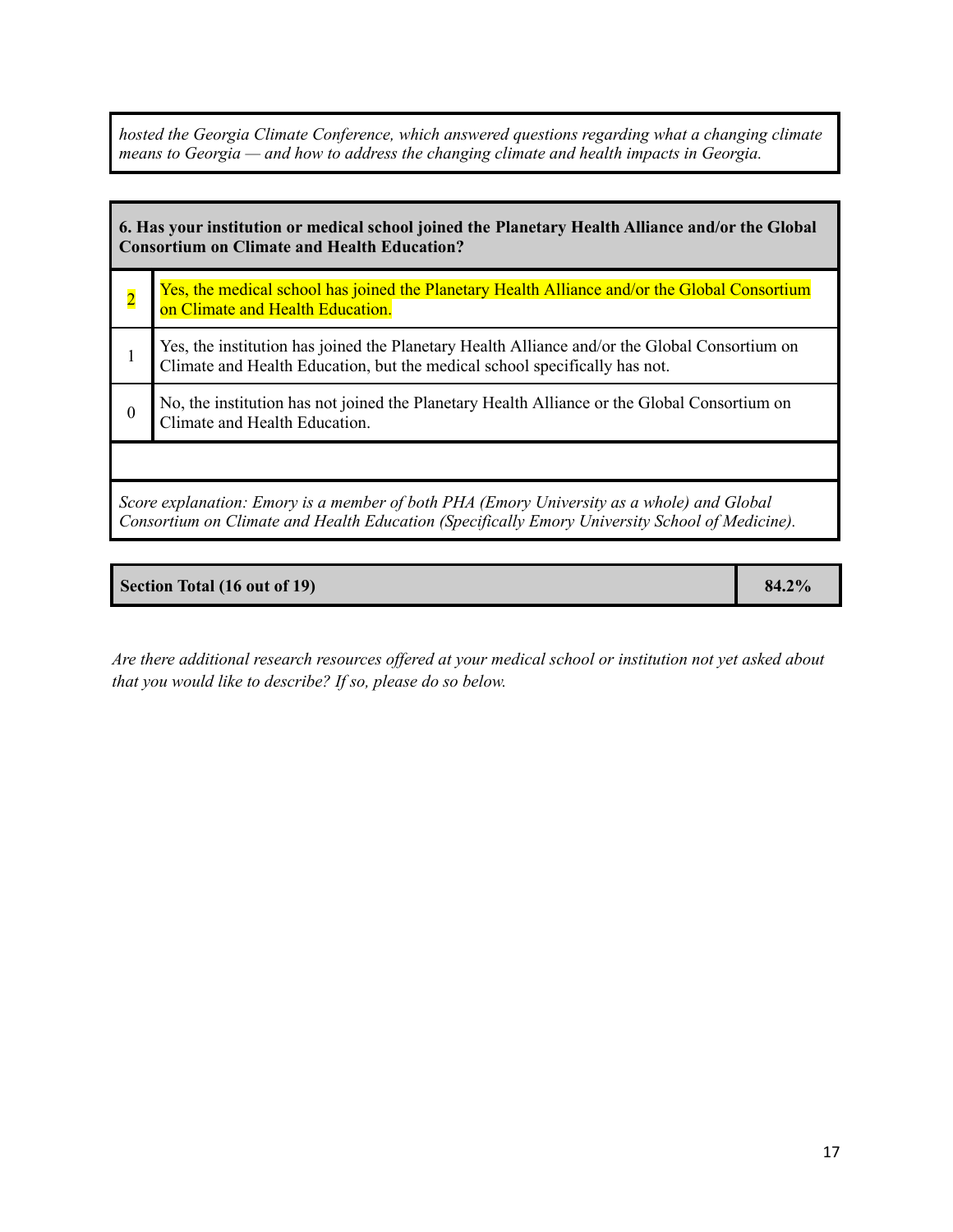*hosted the Georgia Climate Conference, which answered questions regarding what a changing climate means to Georgia — and how to address the changing climate and health impacts in Georgia.*

| **6. Has your institution or medical school joined the Planetary Health Alliance and/or the Global Consortium on Climate and Health Education?** | |
|---|---|
| 2 | Yes, the medical school has joined the Planetary Health Alliance and/or the Global Consortium on Climate and Health Education. |
| 1 | Yes, the institution has joined the Planetary Health Alliance and/or the Global Consortium on Climate and Health Education, but the medical school specifically has not. |
| 0 | No, the institution has not joined the Planetary Health Alliance or the Global Consortium on Climate and Health Education. |
| | |
| *Score explanation: Emory is a member of both PHA (Emory University as a whole) and Global Consortium on Climate and Health Education (Specifically Emory University School of Medicine).* | |

| **Section Total (16 out of 19)** | **84.2%** |
|---|---|

*Are there additional research resources offered at your medical school or institution not yet asked about that you would like to describe? If so, please do so below.*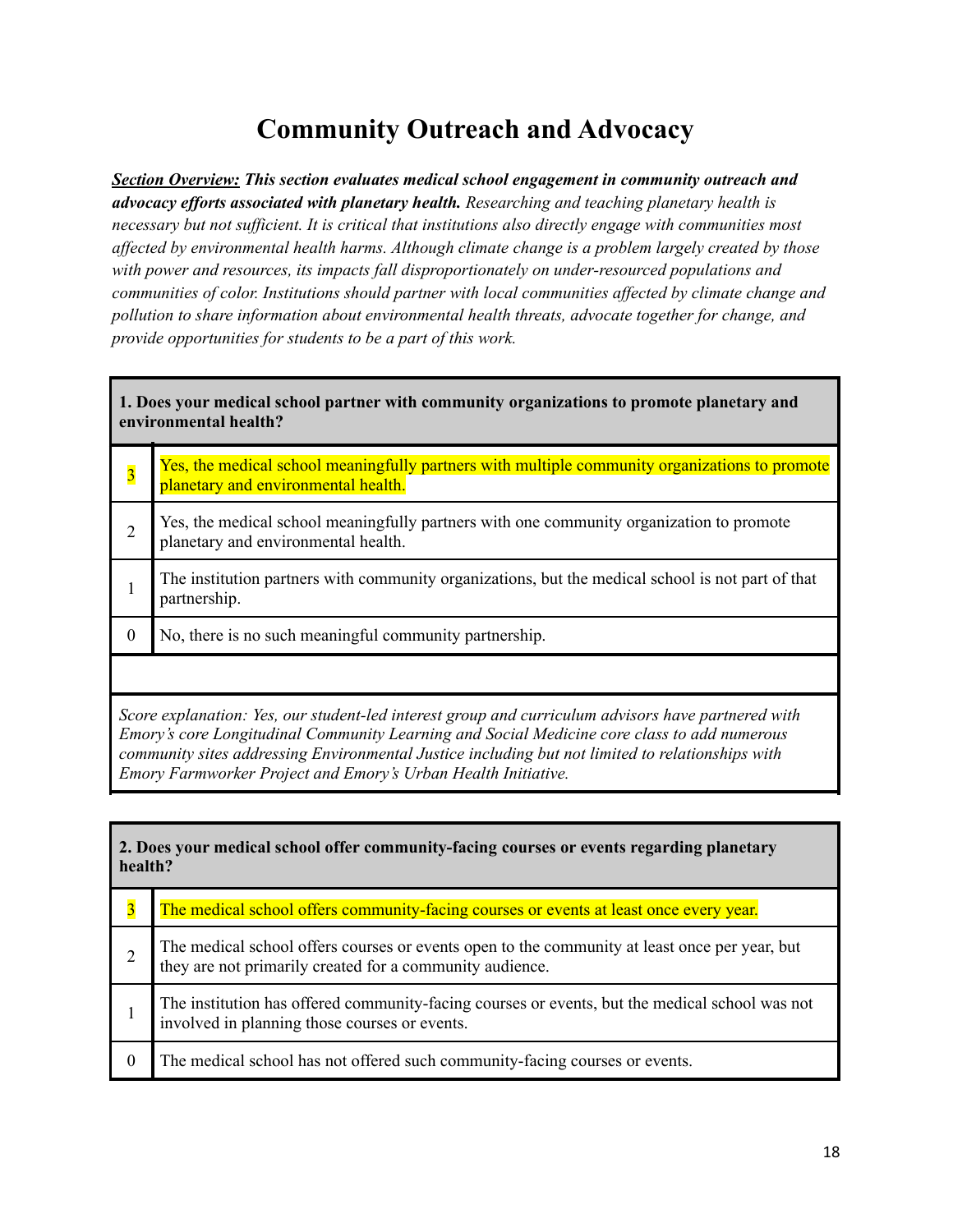# Community Outreach and Advocacy

***Section Overview:*** ***This section evaluates medical school engagement in community outreach and advocacy efforts associated with planetary health.*** *Researching and teaching planetary health is necessary but not sufficient. It is critical that institutions also directly engage with communities most affected by environmental health harms. Although climate change is a problem largely created by those with power and resources, its impacts fall disproportionately on under-resourced populations and communities of color. Institutions should partner with local communities affected by climate change and pollution to share information about environmental health threats, advocate together for change, and provide opportunities for students to be a part of this work.*

| **1. Does your medical school partner with community organizations to promote planetary and environmental health?** | |
|---|---|
| 3 | Yes, the medical school meaningfully partners with multiple community organizations to promote planetary and environmental health. |
| 2 | Yes, the medical school meaningfully partners with one community organization to promote planetary and environmental health. |
| 1 | The institution partners with community organizations, but the medical school is not part of that partnership. |
| 0 | No, there is no such meaningful community partnership. |

*Score explanation: Yes, our student-led interest group and curriculum advisors have partnered with Emory's core Longitudinal Community Learning and Social Medicine core class to add numerous community sites addressing Environmental Justice including but not limited to relationships with Emory Farmworker Project and Emory's Urban Health Initiative.*

| **2. Does your medical school offer community-facing courses or events regarding planetary health?** | |
|---|---|
| 3 | The medical school offers community-facing courses or events at least once every year. |
| 2 | The medical school offers courses or events open to the community at least once per year, but they are not primarily created for a community audience. |
| 1 | The institution has offered community-facing courses or events, but the medical school was not involved in planning those courses or events. |
| 0 | The medical school has not offered such community-facing courses or events. |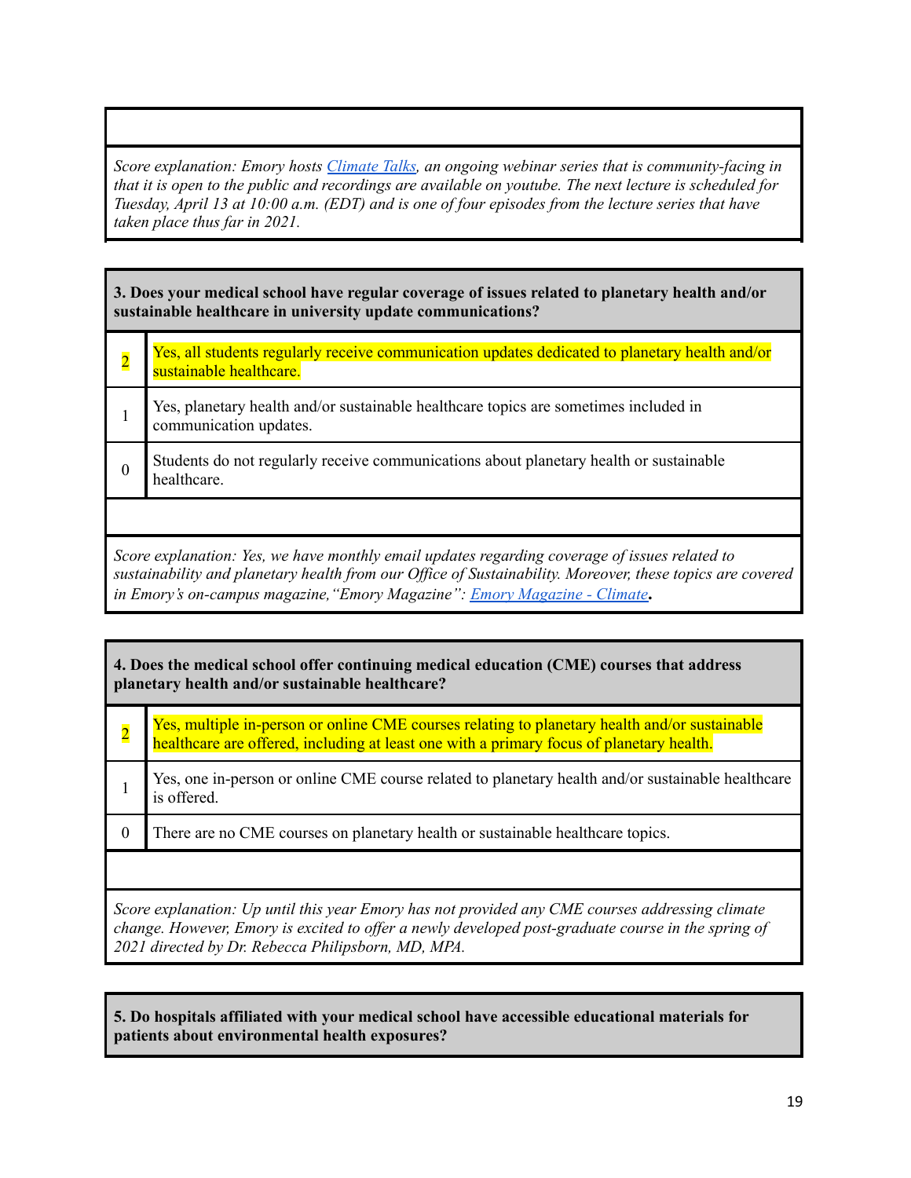*Score explanation: Emory hosts [Climate Talks](), an ongoing webinar series that is community-facing in that it is open to the public and recordings are available on youtube. The next lecture is scheduled for Tuesday, April 13 at 10:00 a.m. (EDT) and is one of four episodes from the lecture series that have taken place thus far in 2021.*

**3. Does your medical school have regular coverage of issues related to planetary health and/or sustainable healthcare in university update communications?**

| Score | Description |
|---|---|
| 2 | Yes, all students regularly receive communication updates dedicated to planetary health and/or sustainable healthcare. |
| 1 | Yes, planetary health and/or sustainable healthcare topics are sometimes included in communication updates. |
| 0 | Students do not regularly receive communications about planetary health or sustainable healthcare. |

*Score explanation: Yes, we have monthly email updates regarding coverage of issues related to sustainability and planetary health from our Office of Sustainability. Moreover, these topics are covered in Emory's on-campus magazine, "Emory Magazine": [Emory Magazine - Climate]().*

**4. Does the medical school offer continuing medical education (CME) courses that address planetary health and/or sustainable healthcare?**

| Score | Description |
|---|---|
| 2 | Yes, multiple in-person or online CME courses relating to planetary health and/or sustainable healthcare are offered, including at least one with a primary focus of planetary health. |
| 1 | Yes, one in-person or online CME course related to planetary health and/or sustainable healthcare is offered. |
| 0 | There are no CME courses on planetary health or sustainable healthcare topics. |

*Score explanation: Up until this year Emory has not provided any CME courses addressing climate change. However, Emory is excited to offer a newly developed post-graduate course in the spring of 2021 directed by Dr. Rebecca Philipsborn, MD, MPA.*

**5. Do hospitals affiliated with your medical school have accessible educational materials for patients about environmental health exposures?**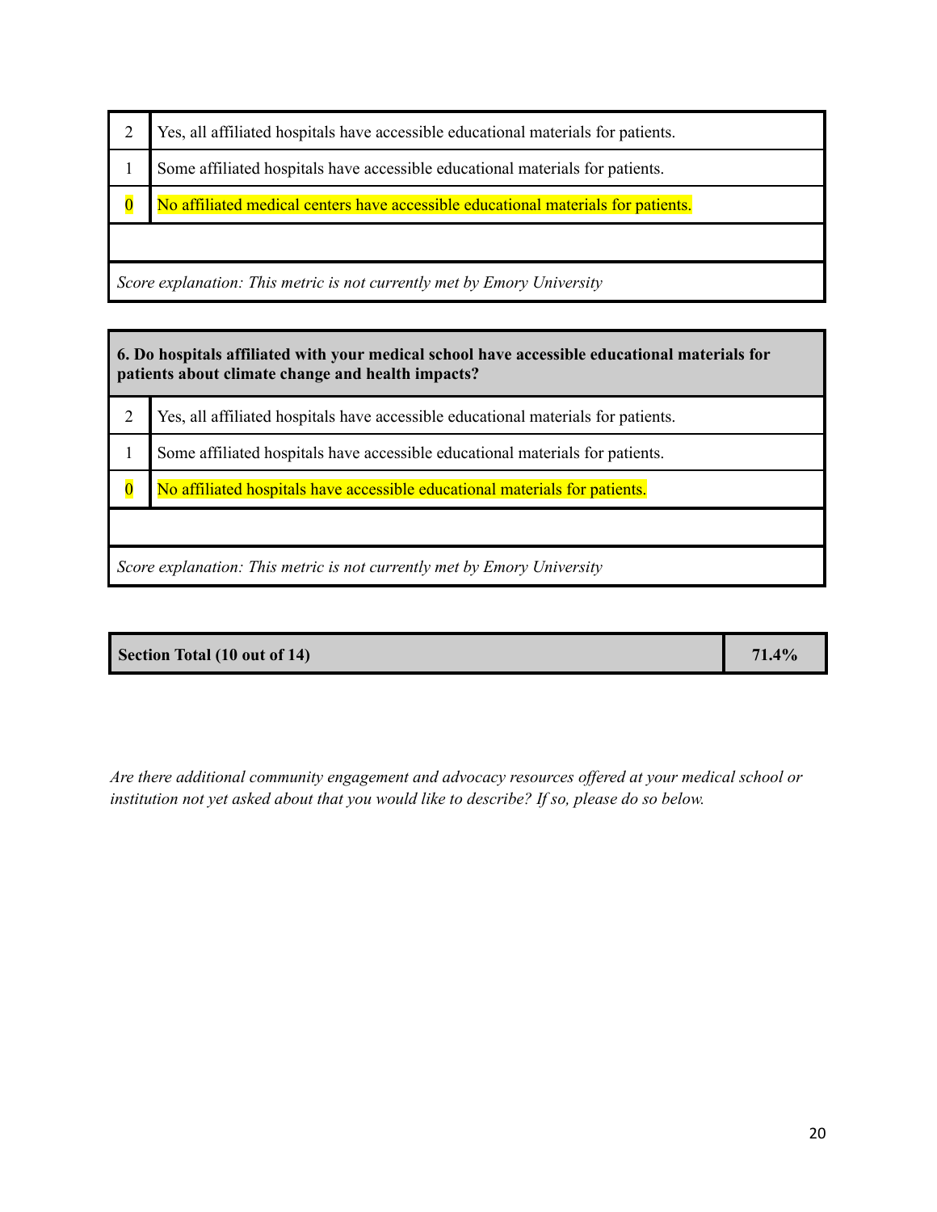| | |
|---|---|
| 2 | Yes, all affiliated hospitals have accessible educational materials for patients. |
| 1 | Some affiliated hospitals have accessible educational materials for patients. |
| 0 | No affiliated medical centers have accessible educational materials for patients. |
| | |
| *Score explanation: This metric is not currently met by Emory University* | |

| **6. Do hospitals affiliated with your medical school have accessible educational materials for patients about climate change and health impacts?** | |
|---|---|
| 2 | Yes, all affiliated hospitals have accessible educational materials for patients. |
| 1 | Some affiliated hospitals have accessible educational materials for patients. |
| 0 | No affiliated hospitals have accessible educational materials for patients. |
| | |
| *Score explanation: This metric is not currently met by Emory University* | |

| **Section Total (10 out of 14)** | **71.4%** |
|---|---|

*Are there additional community engagement and advocacy resources offered at your medical school or institution not yet asked about that you would like to describe? If so, please do so below.*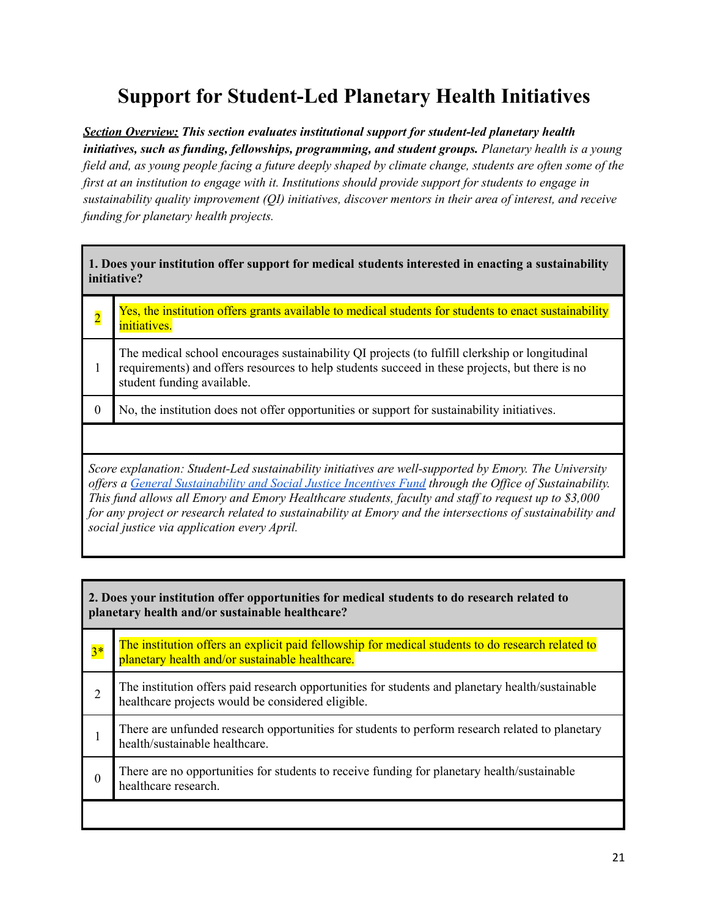# Support for Student-Led Planetary Health Initiatives

***Section Overview:*** ***This section evaluates institutional support for student-led planetary health initiatives, such as funding, fellowships, programming, and student groups.*** *Planetary health is a young field and, as young people facing a future deeply shaped by climate change, students are often some of the first at an institution to engage with it. Institutions should provide support for students to engage in sustainability quality improvement (QI) initiatives, discover mentors in their area of interest, and receive funding for planetary health projects.*

| **1. Does your institution offer support for medical students interested in enacting a sustainability initiative?** | |
|---|---|
| 2 | Yes, the institution offers grants available to medical students for students to enact sustainability initiatives. |
| 1 | The medical school encourages sustainability QI projects (to fulfill clerkship or longitudinal requirements) and offers resources to help students succeed in these projects, but there is no student funding available. |
| 0 | No, the institution does not offer opportunities or support for sustainability initiatives. |

*Score explanation: Student-Led sustainability initiatives are well-supported by Emory. The University offers a General Sustainability and Social Justice Incentives Fund through the Office of Sustainability. This fund allows all Emory and Emory Healthcare students, faculty and staff to request up to $3,000 for any project or research related to sustainability at Emory and the intersections of sustainability and social justice via application every April.*

| **2. Does your institution offer opportunities for medical students to do research related to planetary health and/or sustainable healthcare?** | |
|---|---|
| 3* | The institution offers an explicit paid fellowship for medical students to do research related to planetary health and/or sustainable healthcare. |
| 2 | The institution offers paid research opportunities for students and planetary health/sustainable healthcare projects would be considered eligible. |
| 1 | There are unfunded research opportunities for students to perform research related to planetary health/sustainable healthcare. |
| 0 | There are no opportunities for students to receive funding for planetary health/sustainable healthcare research. |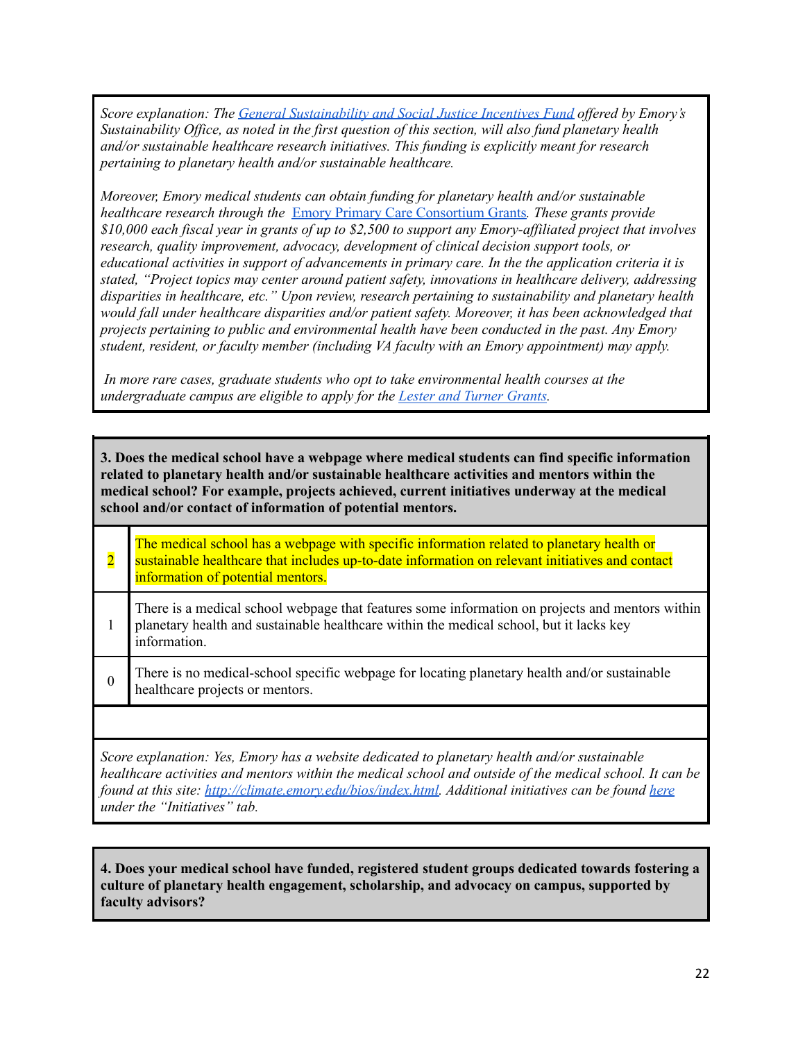*Score explanation: The [General Sustainability and Social Justice Incentives Fund](#) offered by Emory's Sustainability Office, as noted in the first question of this section, will also fund planetary health and/or sustainable healthcare research initiatives. This funding is explicitly meant for research pertaining to planetary health and/or sustainable healthcare.*

*Moreover, Emory medical students can obtain funding for planetary health and/or sustainable healthcare research through the* [Emory Primary Care Consortium Grants](#)*. These grants provide $10,000 each fiscal year in grants of up to $2,500 to support any Emory-affiliated project that involves research, quality improvement, advocacy, development of clinical decision support tools, or educational activities in support of advancements in primary care. In the the application criteria it is stated, "Project topics may center around patient safety, innovations in healthcare delivery, addressing disparities in healthcare, etc." Upon review, research pertaining to sustainability and planetary health would fall under healthcare disparities and/or patient safety. Moreover, it has been acknowledged that projects pertaining to public and environmental health have been conducted in the past. Any Emory student, resident, or faculty member (including VA faculty with an Emory appointment) may apply.*

*In more rare cases, graduate students who opt to take environmental health courses at the undergraduate campus are eligible to apply for the [Lester and Turner Grants](#).*

**3. Does the medical school have a webpage where medical students can find specific information related to planetary health and/or sustainable healthcare activities and mentors within the medical school? For example, projects achieved, current initiatives underway at the medical school and/or contact of information of potential mentors.**

| Score | Description |
|---|---|
| 2 | The medical school has a webpage with specific information related to planetary health or sustainable healthcare that includes up-to-date information on relevant initiatives and contact information of potential mentors. |
| 1 | There is a medical school webpage that features some information on projects and mentors within planetary health and sustainable healthcare within the medical school, but it lacks key information. |
| 0 | There is no medical-school specific webpage for locating planetary health and/or sustainable healthcare projects or mentors. |

*Score explanation: Yes, Emory has a website dedicated to planetary health and/or sustainable healthcare activities and mentors within the medical school and outside of the medical school. It can be found at this site: [http://climate.emory.edu/bios/index.html](http://climate.emory.edu/bios/index.html). Additional initiatives can be found [here](#) under the "Initiatives" tab.*

**4. Does your medical school have funded, registered student groups dedicated towards fostering a culture of planetary health engagement, scholarship, and advocacy on campus, supported by faculty advisors?**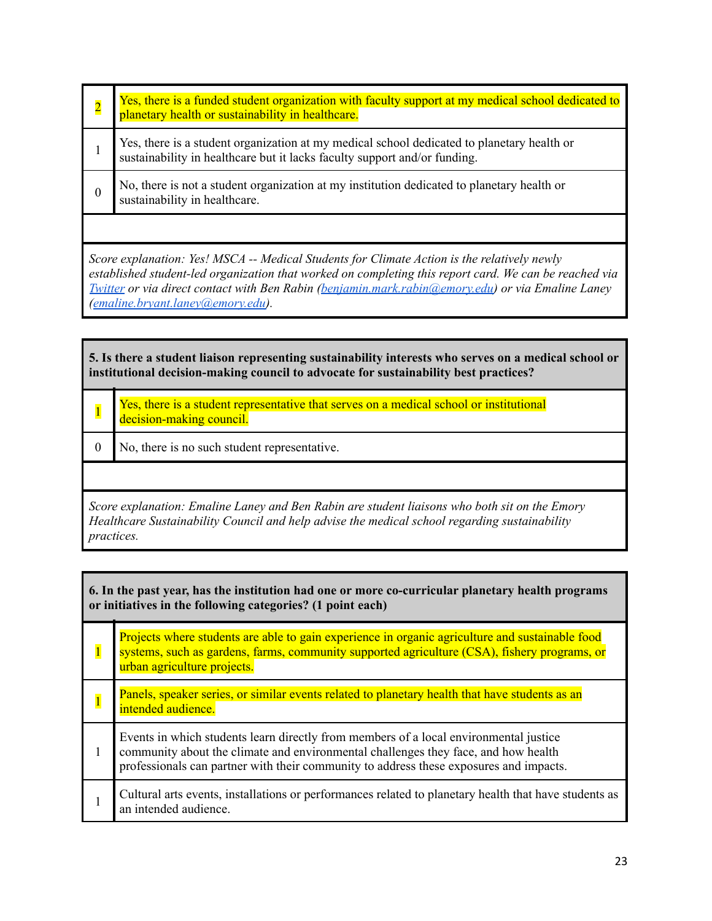| Score | Description |
|---|---|
| 2 | Yes, there is a funded student organization with faculty support at my medical school dedicated to planetary health or sustainability in healthcare. |
| 1 | Yes, there is a student organization at my medical school dedicated to planetary health or sustainability in healthcare but it lacks faculty support and/or funding. |
| 0 | No, there is not a student organization at my institution dedicated to planetary health or sustainability in healthcare. |

*Score explanation: Yes! MSCA -- Medical Students for Climate Action is the relatively newly established student-led organization that worked on completing this report card. We can be reached via [Twitter](Twitter) or via direct contact with Ben Rabin (benjamin.mark.rabin@emory.edu) or via Emaline Laney (emaline.bryant.laney@emory.edu).*

**5. Is there a student liaison representing sustainability interests who serves on a medical school or institutional decision-making council to advocate for sustainability best practices?**

| Score | Description |
|---|---|
| 1 | Yes, there is a student representative that serves on a medical school or institutional decision-making council. |
| 0 | No, there is no such student representative. |

*Score explanation: Emaline Laney and Ben Rabin are student liaisons who both sit on the Emory Healthcare Sustainability Council and help advise the medical school regarding sustainability practices.*

**6. In the past year, has the institution had one or more co-curricular planetary health programs or initiatives in the following categories? (1 point each)**

| Score | Description |
|---|---|
| 1 | Projects where students are able to gain experience in organic agriculture and sustainable food systems, such as gardens, farms, community supported agriculture (CSA), fishery programs, or urban agriculture projects. |
| 1 | Panels, speaker series, or similar events related to planetary health that have students as an intended audience. |
| 1 | Events in which students learn directly from members of a local environmental justice community about the climate and environmental challenges they face, and how health professionals can partner with their community to address these exposures and impacts. |
| 1 | Cultural arts events, installations or performances related to planetary health that have students as an intended audience. |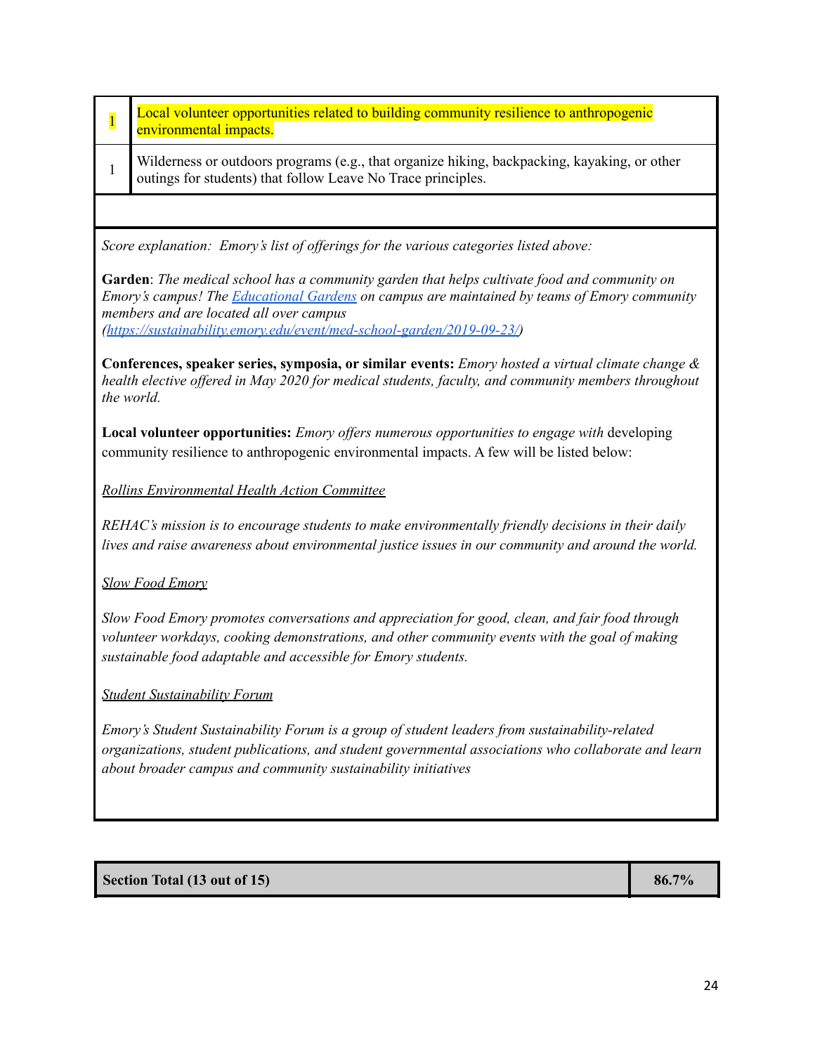| | |
|---|---|
| 1 | Local volunteer opportunities related to building community resilience to anthropogenic environmental impacts. |
| 1 | Wilderness or outdoors programs (e.g., that organize hiking, backpacking, kayaking, or other outings for students) that follow Leave No Trace principles. |

*Score explanation: Emory's list of offerings for the various categories listed above:*

**Garden**: *The medical school has a community garden that helps cultivate food and community on Emory's campus! The [Educational Gardens](https://sustainability.emory.edu/event/med-school-garden/2019-09-23/) on campus are maintained by teams of Emory community members and are located all over campus ([https://sustainability.emory.edu/event/med-school-garden/2019-09-23/](https://sustainability.emory.edu/event/med-school-garden/2019-09-23/))*

**Conferences, speaker series, symposia, or similar events:** *Emory hosted a virtual climate change & health elective offered in May 2020 for medical students, faculty, and community members throughout the world.*

**Local volunteer opportunities:** *Emory offers numerous opportunities to engage with* developing community resilience to anthropogenic environmental impacts. A few will be listed below:

*Rollins Environmental Health Action Committee*

*REHAC's mission is to encourage students to make environmentally friendly decisions in their daily lives and raise awareness about environmental justice issues in our community and around the world.*

*Slow Food Emory*

*Slow Food Emory promotes conversations and appreciation for good, clean, and fair food through volunteer workdays, cooking demonstrations, and other community events with the goal of making sustainable food adaptable and accessible for Emory students.*

*Student Sustainability Forum*

*Emory's Student Sustainability Forum is a group of student leaders from sustainability-related organizations, student publications, and student governmental associations who collaborate and learn about broader campus and community sustainability initiatives*

| **Section Total (13 out of 15)** | **86.7%** |
|---|---|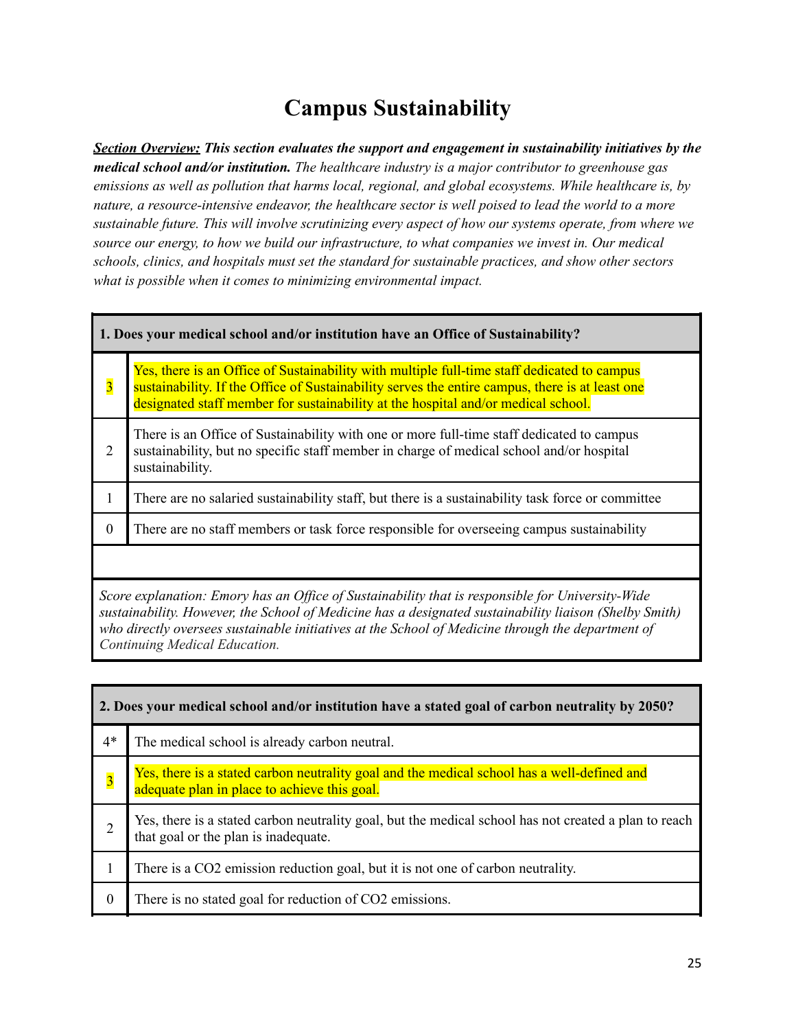# Campus Sustainability

***Section Overview:*** ***This section evaluates the support and engagement in sustainability initiatives by the medical school and/or institution.*** *The healthcare industry is a major contributor to greenhouse gas emissions as well as pollution that harms local, regional, and global ecosystems. While healthcare is, by nature, a resource-intensive endeavor, the healthcare sector is well poised to lead the world to a more sustainable future. This will involve scrutinizing every aspect of how our systems operate, from where we source our energy, to how we build our infrastructure, to what companies we invest in. Our medical schools, clinics, and hospitals must set the standard for sustainable practices, and show other sectors what is possible when it comes to minimizing environmental impact.*

| **1. Does your medical school and/or institution have an Office of Sustainability?** | |
|---|---|
| 3 | Yes, there is an Office of Sustainability with multiple full-time staff dedicated to campus sustainability. If the Office of Sustainability serves the entire campus, there is at least one designated staff member for sustainability at the hospital and/or medical school. |
| 2 | There is an Office of Sustainability with one or more full-time staff dedicated to campus sustainability, but no specific staff member in charge of medical school and/or hospital sustainability. |
| 1 | There are no salaried sustainability staff, but there is a sustainability task force or committee |
| 0 | There are no staff members or task force responsible for overseeing campus sustainability |

*Score explanation: Emory has an Office of Sustainability that is responsible for University-Wide sustainability. However, the School of Medicine has a designated sustainability liaison (Shelby Smith) who directly oversees sustainable initiatives at the School of Medicine through the department of Continuing Medical Education.*

| **2. Does your medical school and/or institution have a stated goal of carbon neutrality by 2050?** | |
|---|---|
| 4* | The medical school is already carbon neutral. |
| 3 | Yes, there is a stated carbon neutrality goal and the medical school has a well-defined and adequate plan in place to achieve this goal. |
| 2 | Yes, there is a stated carbon neutrality goal, but the medical school has not created a plan to reach that goal or the plan is inadequate. |
| 1 | There is a $CO_2$ emission reduction goal, but it is not one of carbon neutrality. |
| 0 | There is no stated goal for reduction of $CO_2$ emissions. |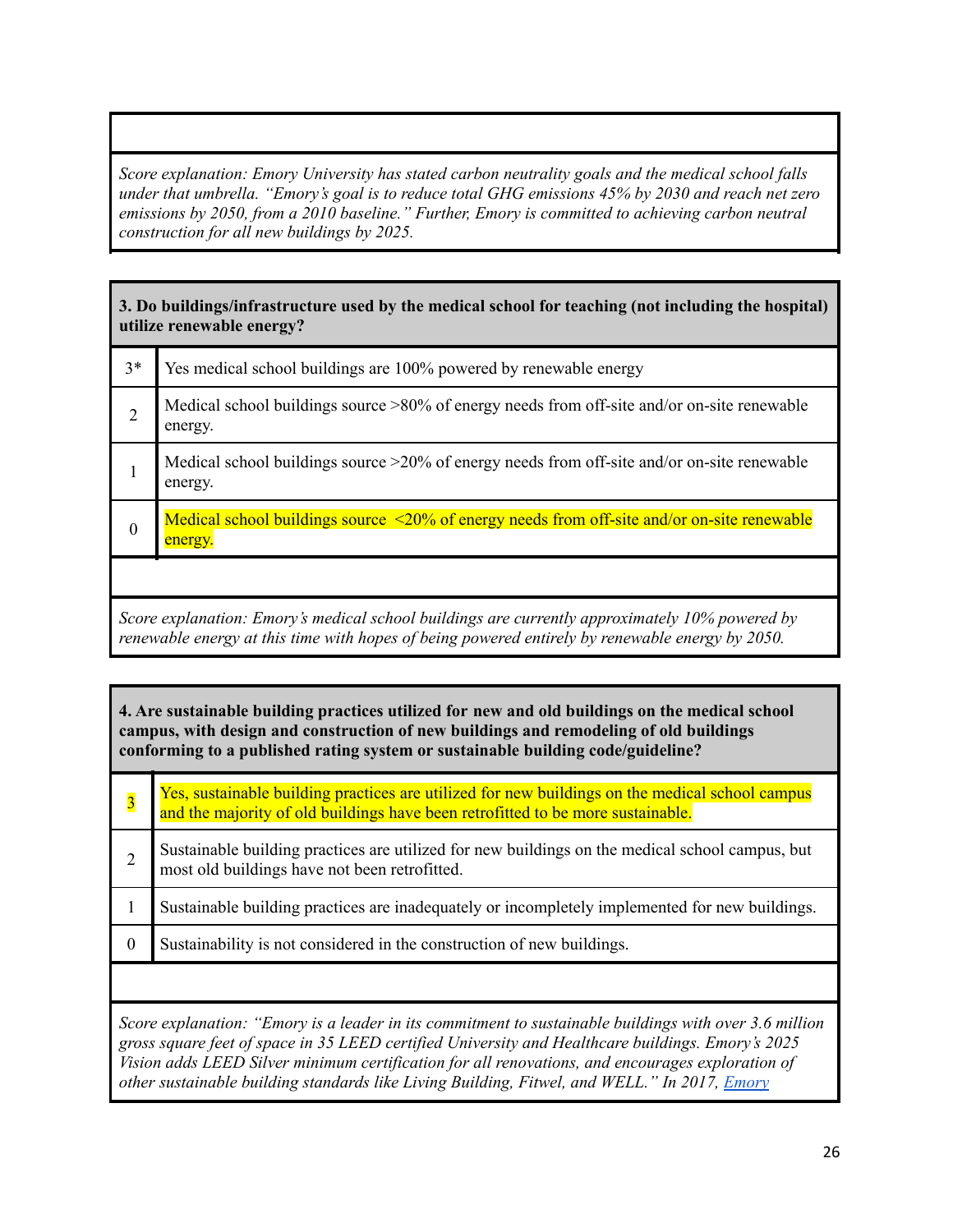*Score explanation: Emory University has stated carbon neutrality goals and the medical school falls under that umbrella. "Emory's goal is to reduce total GHG emissions 45% by 2030 and reach net zero emissions by 2050, from a 2010 baseline." Further, Emory is committed to achieving carbon neutral construction for all new buildings by 2025.*

| **3. Do buildings/infrastructure used by the medical school for teaching (not including the hospital) utilize renewable energy?** | |
|---|---|
| 3* | Yes medical school buildings are 100% powered by renewable energy |
| 2 | Medical school buildings source >80% of energy needs from off-site and/or on-site renewable energy. |
| 1 | Medical school buildings source >20% of energy needs from off-site and/or on-site renewable energy. |
| 0 | Medical school buildings source <20% of energy needs from off-site and/or on-site renewable energy. |

*Score explanation: Emory's medical school buildings are currently approximately 10% powered by renewable energy at this time with hopes of being powered entirely by renewable energy by 2050.*

| **4. Are sustainable building practices utilized for new and old buildings on the medical school campus, with design and construction of new buildings and remodeling of old buildings conforming to a published rating system or sustainable building code/guideline?** | |
|---|---|
| 3 | Yes, sustainable building practices are utilized for new buildings on the medical school campus and the majority of old buildings have been retrofitted to be more sustainable. |
| 2 | Sustainable building practices are utilized for new buildings on the medical school campus, but most old buildings have not been retrofitted. |
| 1 | Sustainable building practices are inadequately or incompletely implemented for new buildings. |
| 0 | Sustainability is not considered in the construction of new buildings. |

*Score explanation: "Emory is a leader in its commitment to sustainable buildings with over 3.6 million gross square feet of space in 35 LEED certified University and Healthcare buildings. Emory's 2025 Vision adds LEED Silver minimum certification for all renovations, and encourages exploration of other sustainable building standards like Living Building, Fitwel, and WELL." In 2017, Emory*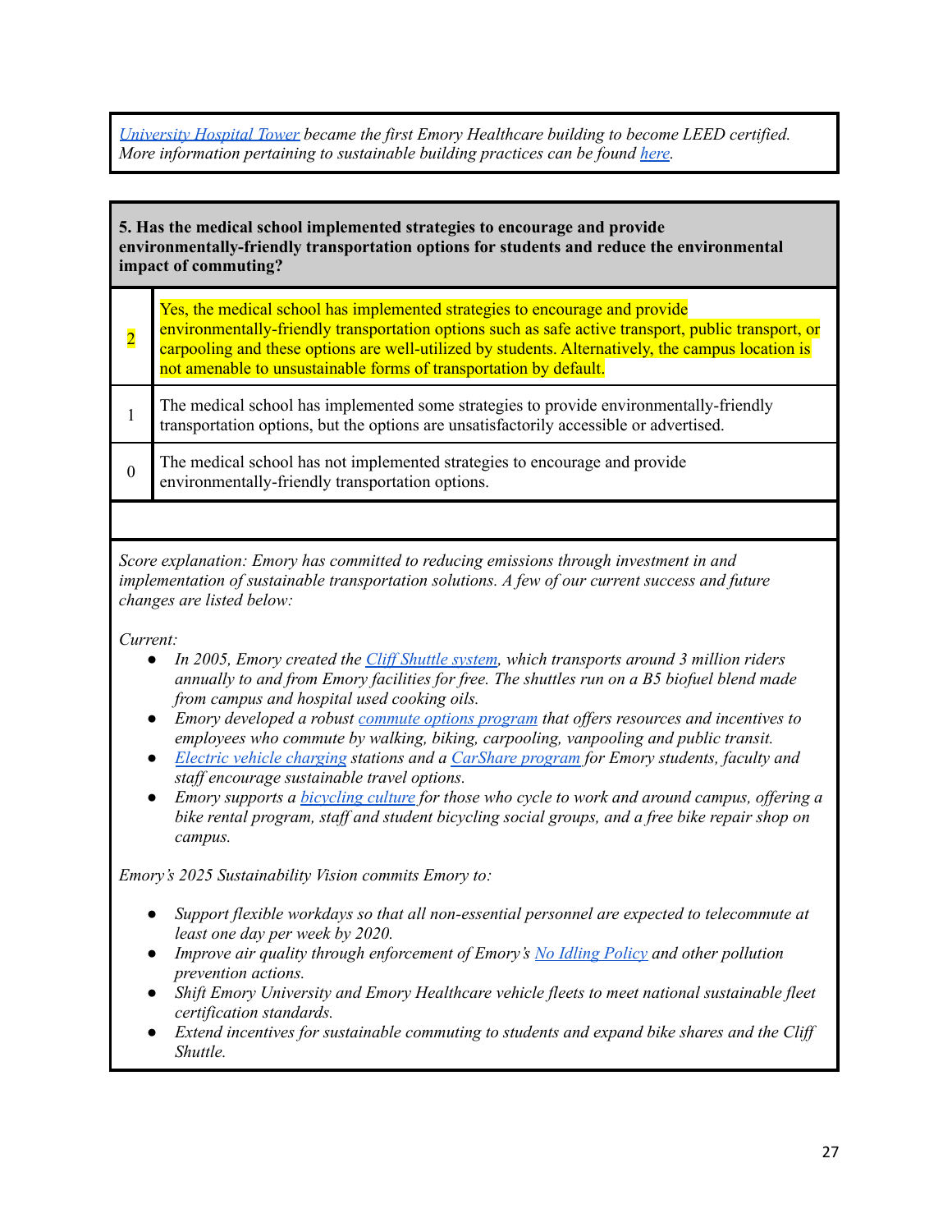*University Hospital Tower became the first Emory Healthcare building to become LEED certified. More information pertaining to sustainable building practices can be found here.*

| **5. Has the medical school implemented strategies to encourage and provide environmentally-friendly transportation options for students and reduce the environmental impact of commuting?** | |
|---|---|
| 2 | Yes, the medical school has implemented strategies to encourage and provide environmentally-friendly transportation options such as safe active transport, public transport, or carpooling and these options are well-utilized by students. Alternatively, the campus location is not amenable to unsustainable forms of transportation by default. |
| 1 | The medical school has implemented some strategies to provide environmentally-friendly transportation options, but the options are unsatisfactorily accessible or advertised. |
| 0 | The medical school has not implemented strategies to encourage and provide environmentally-friendly transportation options. |

*Score explanation: Emory has committed to reducing emissions through investment in and implementation of sustainable transportation solutions. A few of our current success and future changes are listed below:*

*Current:*

- *In 2005, Emory created the Cliff Shuttle system, which transports around 3 million riders annually to and from Emory facilities for free. The shuttles run on a B5 biofuel blend made from campus and hospital used cooking oils.*
- *Emory developed a robust commute options program that offers resources and incentives to employees who commute by walking, biking, carpooling, vanpooling and public transit.*
- *Electric vehicle charging stations and a CarShare program for Emory students, faculty and staff encourage sustainable travel options.*
- *Emory supports a bicycling culture for those who cycle to work and around campus, offering a bike rental program, staff and student bicycling social groups, and a free bike repair shop on campus.*

*Emory's 2025 Sustainability Vision commits Emory to:*

- *Support flexible workdays so that all non-essential personnel are expected to telecommute at least one day per week by 2020.*
- *Improve air quality through enforcement of Emory's No Idling Policy and other pollution prevention actions.*
- *Shift Emory University and Emory Healthcare vehicle fleets to meet national sustainable fleet certification standards.*
- *Extend incentives for sustainable commuting to students and expand bike shares and the Cliff Shuttle.*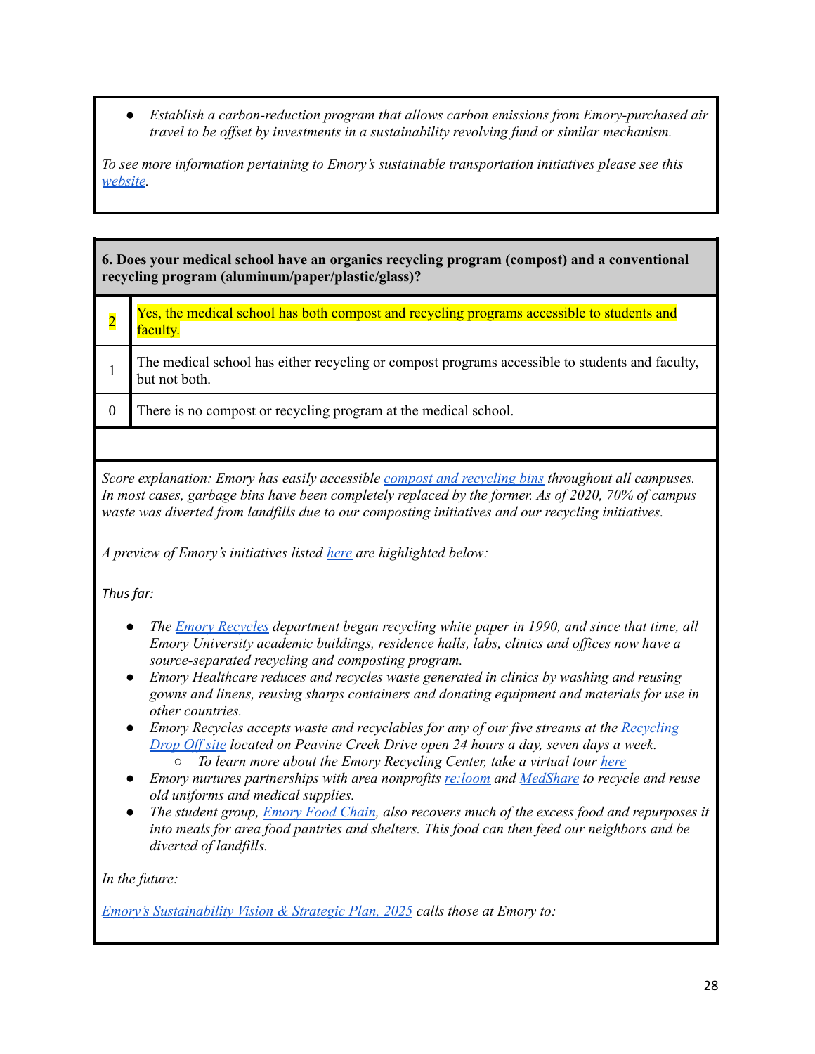- *Establish a carbon-reduction program that allows carbon emissions from Emory-purchased air travel to be offset by investments in a sustainability revolving fund or similar mechanism.*

*To see more information pertaining to Emory's sustainable transportation initiatives please see this website.*

**6. Does your medical school have an organics recycling program (compost) and a conventional recycling program (aluminum/paper/plastic/glass)?**

| Score | Criteria |
|---|---|
| 2 | Yes, the medical school has both compost and recycling programs accessible to students and faculty. |
| 1 | The medical school has either recycling or compost programs accessible to students and faculty, but not both. |
| 0 | There is no compost or recycling program at the medical school. |

*Score explanation: Emory has easily accessible compost and recycling bins throughout all campuses. In most cases, garbage bins have been completely replaced by the former. As of 2020, 70% of campus waste was diverted from landfills due to our composting initiatives and our recycling initiatives.*

*A preview of Emory's initiatives listed here are highlighted below:*

*Thus far:*

- *The Emory Recycles department began recycling white paper in 1990, and since that time, all Emory University academic buildings, residence halls, labs, clinics and offices now have a source-separated recycling and composting program.*
- *Emory Healthcare reduces and recycles waste generated in clinics by washing and reusing gowns and linens, reusing sharps containers and donating equipment and materials for use in other countries.*
- *Emory Recycles accepts waste and recyclables for any of our five streams at the Recycling Drop Off site located on Peavine Creek Drive open 24 hours a day, seven days a week.*
    - *To learn more about the Emory Recycling Center, take a virtual tour here*
- *Emory nurtures partnerships with area nonprofits re:loom and MedShare to recycle and reuse old uniforms and medical supplies.*
- *The student group, Emory Food Chain, also recovers much of the excess food and repurposes it into meals for area food pantries and shelters. This food can then feed our neighbors and be diverted of landfills.*

*In the future:*

*Emory's Sustainability Vision & Strategic Plan, 2025 calls those at Emory to:*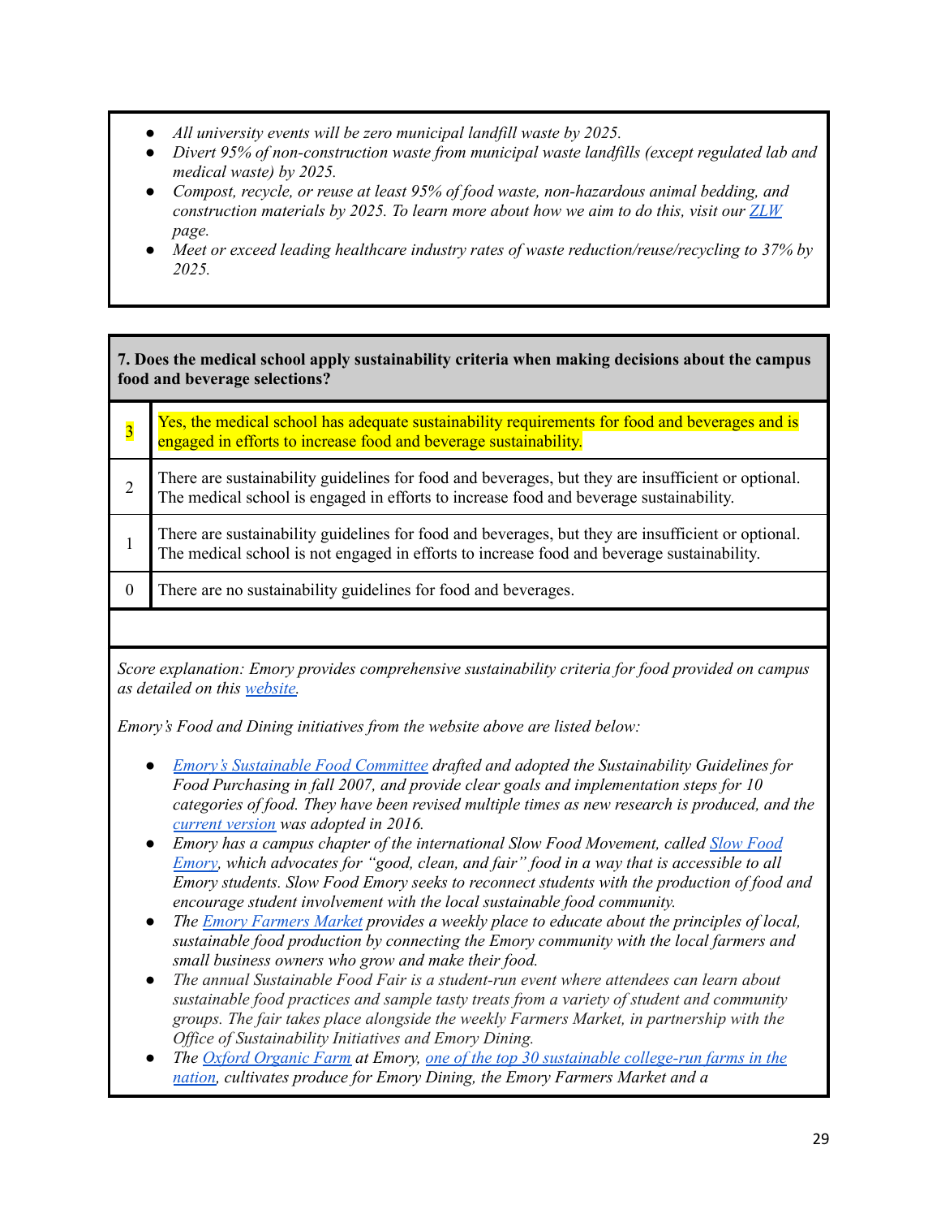- *All university events will be zero municipal landfill waste by 2025.*
- *Divert 95% of non-construction waste from municipal waste landfills (except regulated lab and medical waste) by 2025.*
- *Compost, recycle, or reuse at least 95% of food waste, non-hazardous animal bedding, and construction materials by 2025. To learn more about how we aim to do this, visit our [ZLW](ZLW) page.*
- *Meet or exceed leading healthcare industry rates of waste reduction/reuse/recycling to 37% by 2025.*

**7. Does the medical school apply sustainability criteria when making decisions about the campus food and beverage selections?**

| Score | Description |
|---|---|
| 3 | Yes, the medical school has adequate sustainability requirements for food and beverages and is engaged in efforts to increase food and beverage sustainability. |
| 2 | There are sustainability guidelines for food and beverages, but they are insufficient or optional. The medical school is engaged in efforts to increase food and beverage sustainability. |
| 1 | There are sustainability guidelines for food and beverages, but they are insufficient or optional. The medical school is not engaged in efforts to increase food and beverage sustainability. |
| 0 | There are no sustainability guidelines for food and beverages. |

*Score explanation: Emory provides comprehensive sustainability criteria for food provided on campus as detailed on this website.*

*Emory's Food and Dining initiatives from the website above are listed below:*

- *Emory's Sustainable Food Committee drafted and adopted the Sustainability Guidelines for Food Purchasing in fall 2007, and provide clear goals and implementation steps for 10 categories of food. They have been revised multiple times as new research is produced, and the current version was adopted in 2016.*
- *Emory has a campus chapter of the international Slow Food Movement, called Slow Food Emory, which advocates for "good, clean, and fair" food in a way that is accessible to all Emory students. Slow Food Emory seeks to reconnect students with the production of food and encourage student involvement with the local sustainable food community.*
- *The Emory Farmers Market provides a weekly place to educate about the principles of local, sustainable food production by connecting the Emory community with the local farmers and small business owners who grow and make their food.*
- *The annual Sustainable Food Fair is a student-run event where attendees can learn about sustainable food practices and sample tasty treats from a variety of student and community groups. The fair takes place alongside the weekly Farmers Market, in partnership with the Office of Sustainability Initiatives and Emory Dining.*
- *The Oxford Organic Farm at Emory, one of the top 30 sustainable college-run farms in the nation, cultivates produce for Emory Dining, the Emory Farmers Market and a*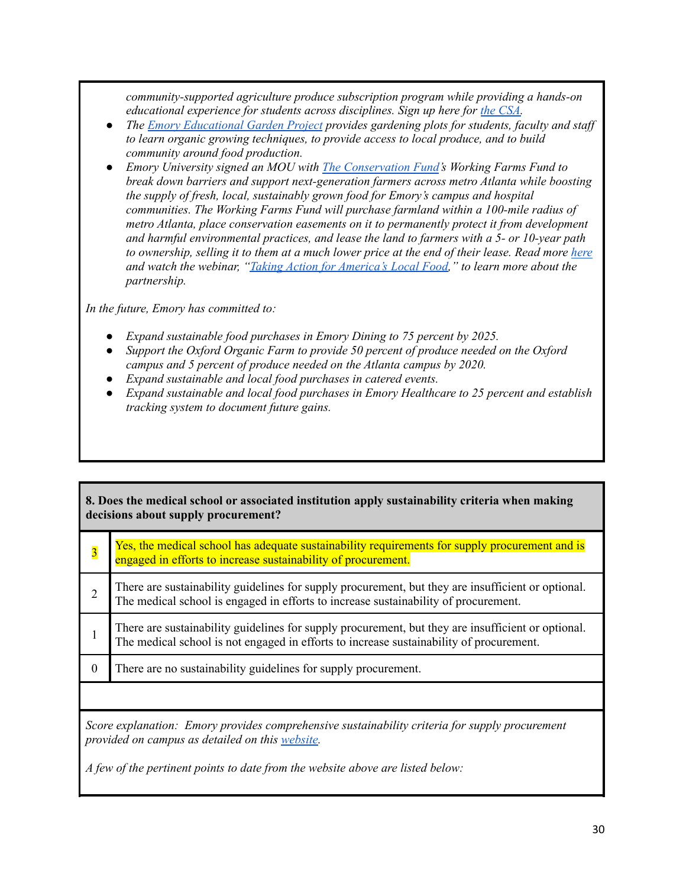*community-supported agriculture produce subscription program while providing a hands-on educational experience for students across disciplines. Sign up here for [the CSA](#).*

- *The [Emory Educational Garden Project](#) provides gardening plots for students, faculty and staff to learn organic growing techniques, to provide access to local produce, and to build community around food production.*
- *Emory University signed an MOU with [The Conservation Fund](#)'s Working Farms Fund to break down barriers and support next-generation farmers across metro Atlanta while boosting the supply of fresh, local, sustainably grown food for Emory's campus and hospital communities. The Working Farms Fund will purchase farmland within a 100-mile radius of metro Atlanta, place conservation easements on it to permanently protect it from development and harmful environmental practices, and lease the land to farmers with a 5- or 10-year path to ownership, selling it to them at a much lower price at the end of their lease. Read more [here](#) and watch the webinar, "[Taking Action for America's Local Food](#)," to learn more about the partnership.*

*In the future, Emory has committed to:*

- *Expand sustainable food purchases in Emory Dining to 75 percent by 2025.*
- *Support the Oxford Organic Farm to provide 50 percent of produce needed on the Oxford campus and 5 percent of produce needed on the Atlanta campus by 2020.*
- *Expand sustainable and local food purchases in catered events.*
- *Expand sustainable and local food purchases in Emory Healthcare to 25 percent and establish tracking system to document future gains.*

**8. Does the medical school or associated institution apply sustainability criteria when making decisions about supply procurement?**

| Score | Description |
|---|---|
| 3 | Yes, the medical school has adequate sustainability requirements for supply procurement and is engaged in efforts to increase sustainability of procurement. |
| 2 | There are sustainability guidelines for supply procurement, but they are insufficient or optional. The medical school is engaged in efforts to increase sustainability of procurement. |
| 1 | There are sustainability guidelines for supply procurement, but they are insufficient or optional. The medical school is not engaged in efforts to increase sustainability of procurement. |
| 0 | There are no sustainability guidelines for supply procurement. |

*Score explanation: Emory provides comprehensive sustainability criteria for supply procurement provided on campus as detailed on this [website](#).*

*A few of the pertinent points to date from the website above are listed below:*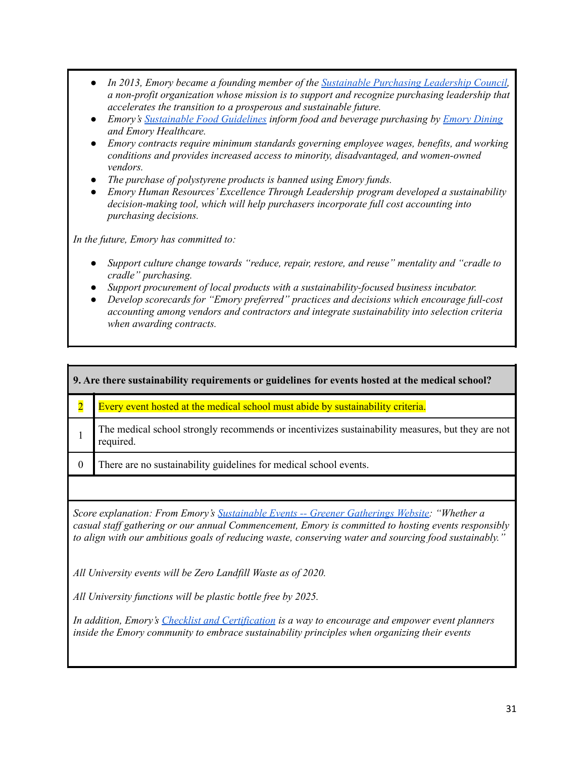- *In 2013, Emory became a founding member of the Sustainable Purchasing Leadership Council, a non-profit organization whose mission is to support and recognize purchasing leadership that accelerates the transition to a prosperous and sustainable future.*
- *Emory's Sustainable Food Guidelines inform food and beverage purchasing by Emory Dining and Emory Healthcare.*
- *Emory contracts require minimum standards governing employee wages, benefits, and working conditions and provides increased access to minority, disadvantaged, and women-owned vendors.*
- *The purchase of polystyrene products is banned using Emory funds.*
- *Emory Human Resources' Excellence Through Leadership program developed a sustainability decision-making tool, which will help purchasers incorporate full cost accounting into purchasing decisions.*

*In the future, Emory has committed to:*

- *Support culture change towards "reduce, repair, restore, and reuse" mentality and "cradle to cradle" purchasing.*
- *Support procurement of local products with a sustainability-focused business incubator.*
- *Develop scorecards for "Emory preferred" practices and decisions which encourage full-cost accounting among vendors and contractors and integrate sustainability into selection criteria when awarding contracts.*

| **9. Are there sustainability requirements or guidelines for events hosted at the medical school?** | |
|---|---|
| 2 | Every event hosted at the medical school must abide by sustainability criteria. |
| 1 | The medical school strongly recommends or incentivizes sustainability measures, but they are not required. |
| 0 | There are no sustainability guidelines for medical school events. |

*Score explanation: From Emory's Sustainable Events -- Greener Gatherings Website: "Whether a casual staff gathering or our annual Commencement, Emory is committed to hosting events responsibly to align with our ambitious goals of reducing waste, conserving water and sourcing food sustainably."*

*All University events will be Zero Landfill Waste as of 2020.*

*All University functions will be plastic bottle free by 2025.*

*In addition, Emory's Checklist and Certification is a way to encourage and empower event planners inside the Emory community to embrace sustainability principles when organizing their events*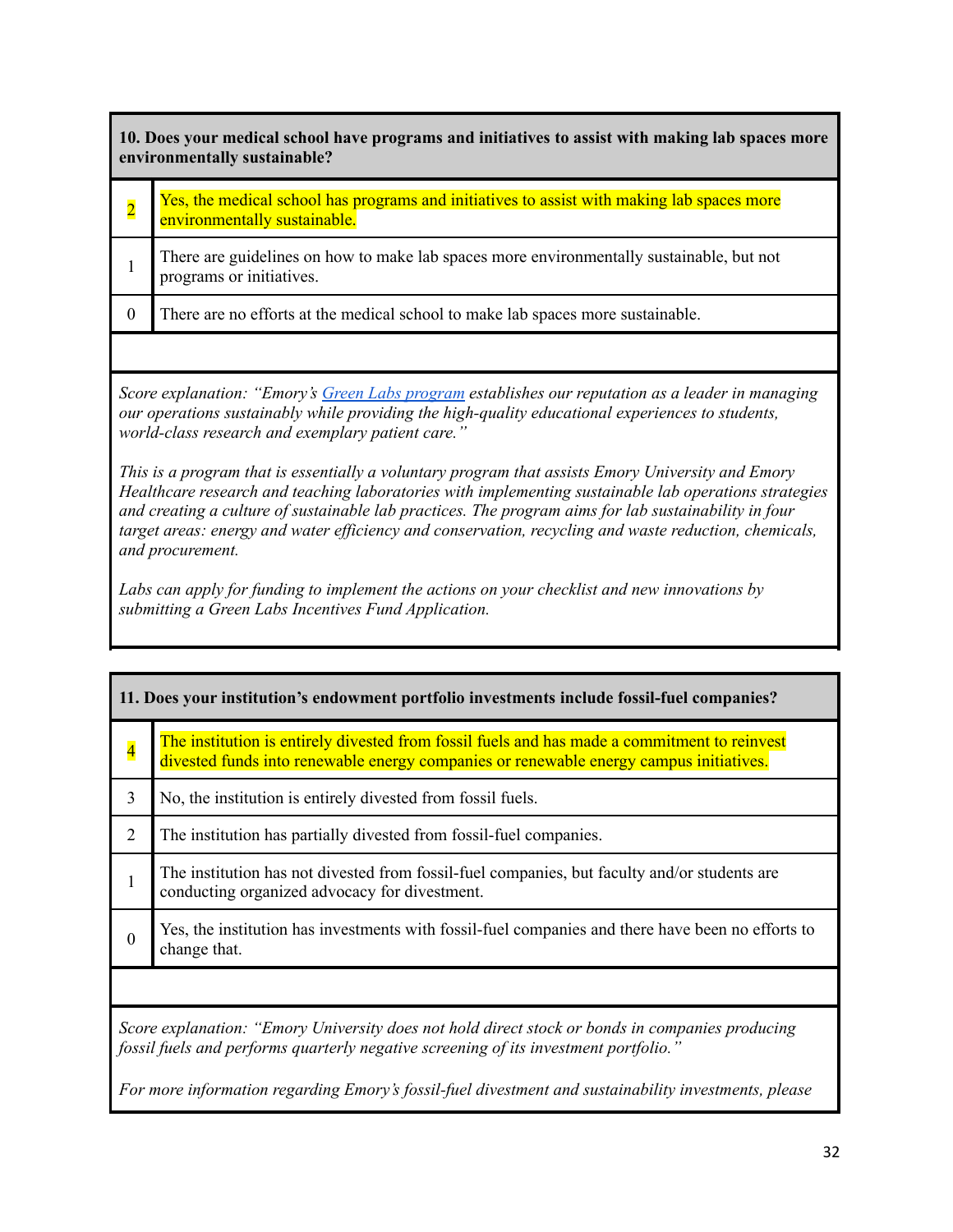| 10. Does your medical school have programs and initiatives to assist with making lab spaces more environmentally sustainable? | |
|---|---|
| 2 | Yes, the medical school has programs and initiatives to assist with making lab spaces more environmentally sustainable. |
| 1 | There are guidelines on how to make lab spaces more environmentally sustainable, but not programs or initiatives. |
| 0 | There are no efforts at the medical school to make lab spaces more sustainable. |

*Score explanation: "Emory's Green Labs program establishes our reputation as a leader in managing our operations sustainably while providing the high-quality educational experiences to students, world-class research and exemplary patient care."*

*This is a program that is essentially a voluntary program that assists Emory University and Emory Healthcare research and teaching laboratories with implementing sustainable lab operations strategies and creating a culture of sustainable lab practices. The program aims for lab sustainability in four target areas: energy and water efficiency and conservation, recycling and waste reduction, chemicals, and procurement.*

*Labs can apply for funding to implement the actions on your checklist and new innovations by submitting a Green Labs Incentives Fund Application.*

| 11. Does your institution's endowment portfolio investments include fossil-fuel companies? | |
|---|---|
| 4 | The institution is entirely divested from fossil fuels and has made a commitment to reinvest divested funds into renewable energy companies or renewable energy campus initiatives. |
| 3 | No, the institution is entirely divested from fossil fuels. |
| 2 | The institution has partially divested from fossil-fuel companies. |
| 1 | The institution has not divested from fossil-fuel companies, but faculty and/or students are conducting organized advocacy for divestment. |
| 0 | Yes, the institution has investments with fossil-fuel companies and there have been no efforts to change that. |

*Score explanation: "Emory University does not hold direct stock or bonds in companies producing fossil fuels and performs quarterly negative screening of its investment portfolio."*

*For more information regarding Emory's fossil-fuel divestment and sustainability investments, please*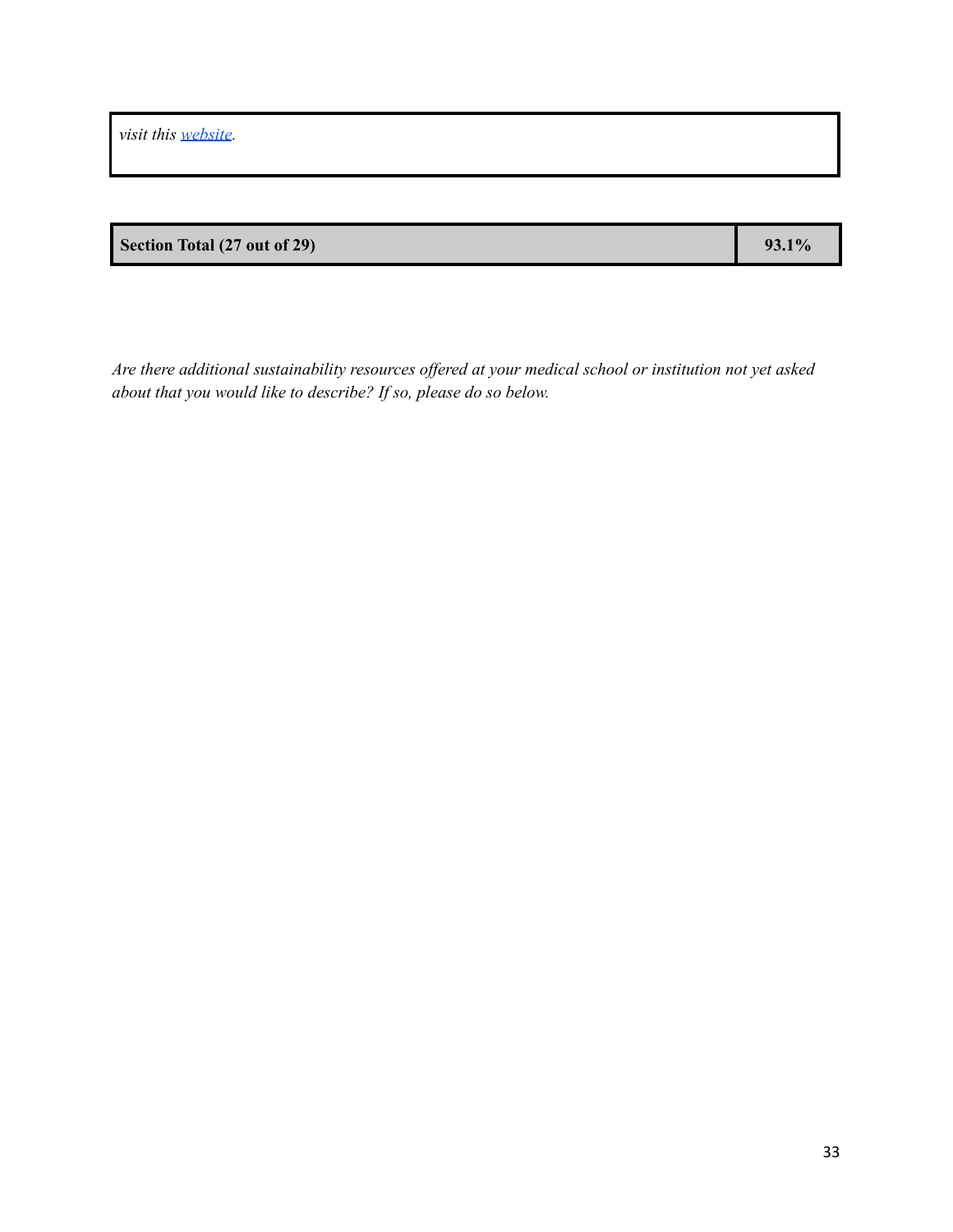| *visit this [website](website).* |
|---|

| **Section Total (27 out of 29)** | **93.1%** |
|---|---|

*Are there additional sustainability resources offered at your medical school or institution not yet asked about that you would like to describe? If so, please do so below.*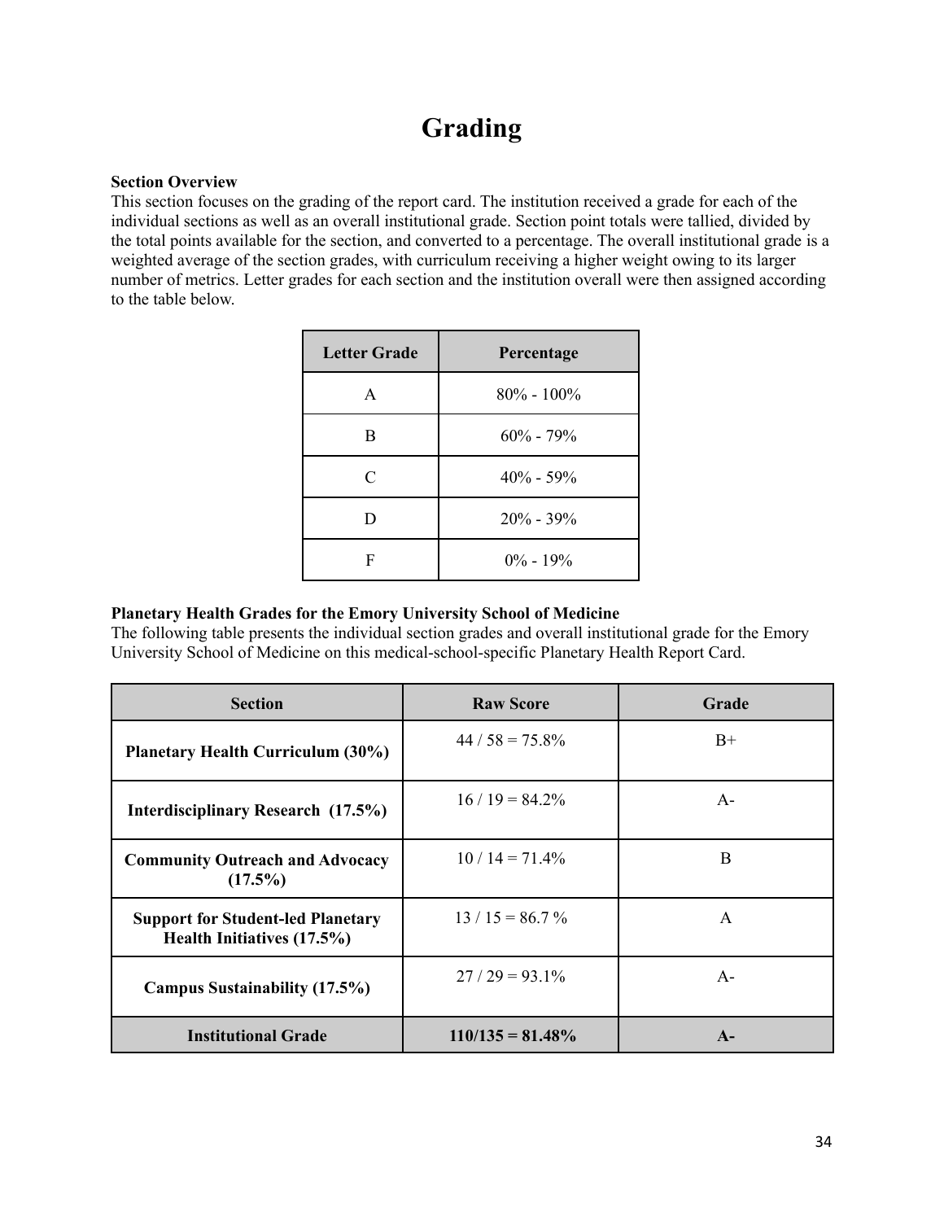# Grading

**Section Overview**
This section focuses on the grading of the report card. The institution received a grade for each of the individual sections as well as an overall institutional grade. Section point totals were tallied, divided by the total points available for the section, and converted to a percentage. The overall institutional grade is a weighted average of the section grades, with curriculum receiving a higher weight owing to its larger number of metrics. Letter grades for each section and the institution overall were then assigned according to the table below.

| Letter Grade | Percentage |
|---|---|
| A | 80% - 100% |
| B | 60% - 79% |
| C | 40% - 59% |
| D | 20% - 39% |
| F | 0% - 19% |

**Planetary Health Grades for the Emory University School of Medicine**
The following table presents the individual section grades and overall institutional grade for the Emory University School of Medicine on this medical-school-specific Planetary Health Report Card.

| Section | Raw Score | Grade |
|---|---|---|
| **Planetary Health Curriculum (30%)** | 44 / 58 = 75.8% | B+ |
| **Interdisciplinary Research (17.5%)** | 16 / 19 = 84.2% | A- |
| **Community Outreach and Advocacy (17.5%)** | 10 / 14 = 71.4% | B |
| **Support for Student-led Planetary Health Initiatives (17.5%)** | 13 / 15 = 86.7 % | A |
| **Campus Sustainability (17.5%)** | 27 / 29 = 93.1% | A- |
| **Institutional Grade** | **110/135 = 81.48%** | **A-** |